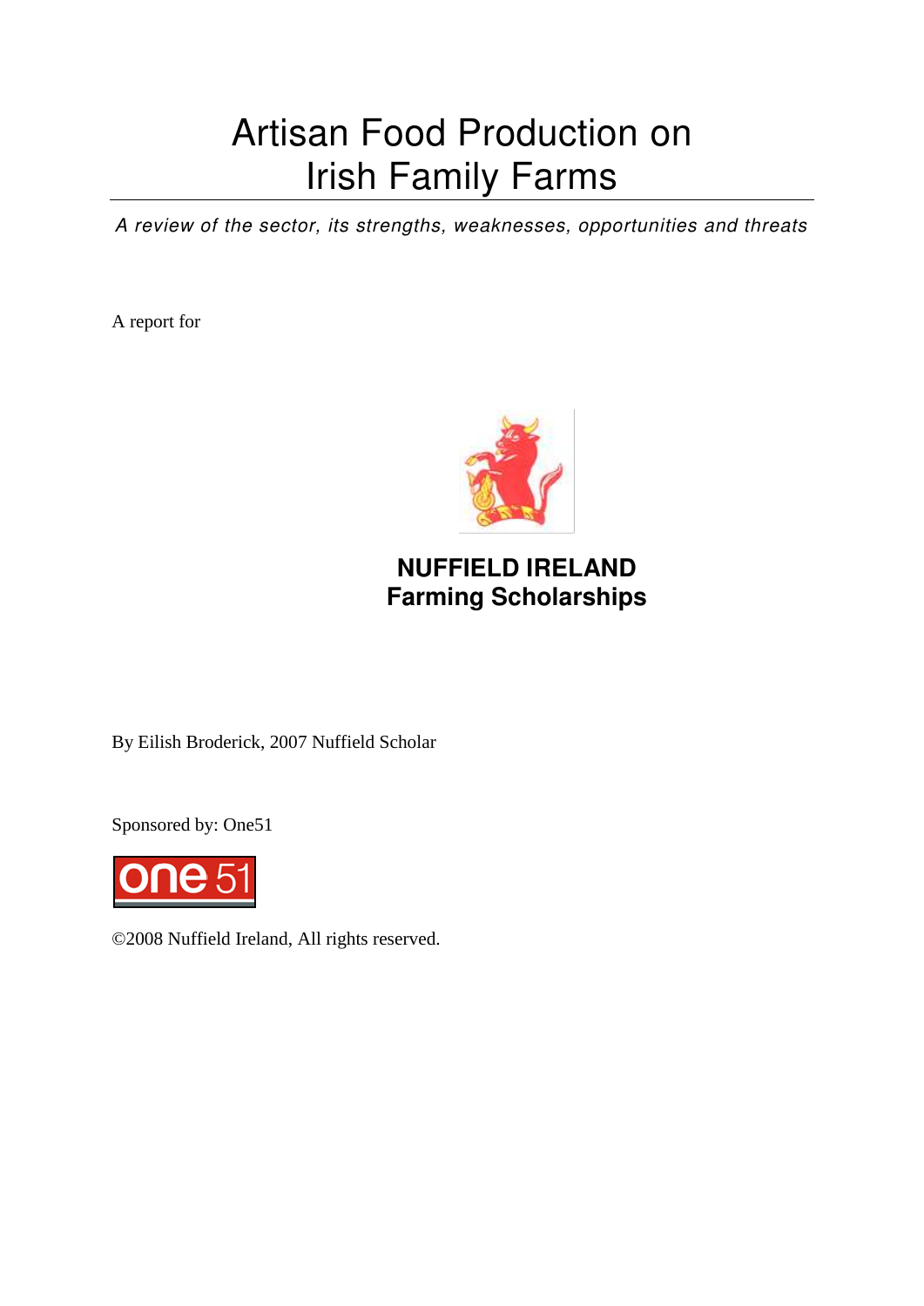# Artisan Food Production on Irish Family Farms

*A review of the sector, its strengths, weaknesses, opportunities and threats*

A report for

**NUFFIELD IRELAND**
**Farming Scholarships**

By Eilish Broderick, 2007 Nuffield Scholar

Sponsored by: One51

©2008 Nuffield Ireland, All rights reserved.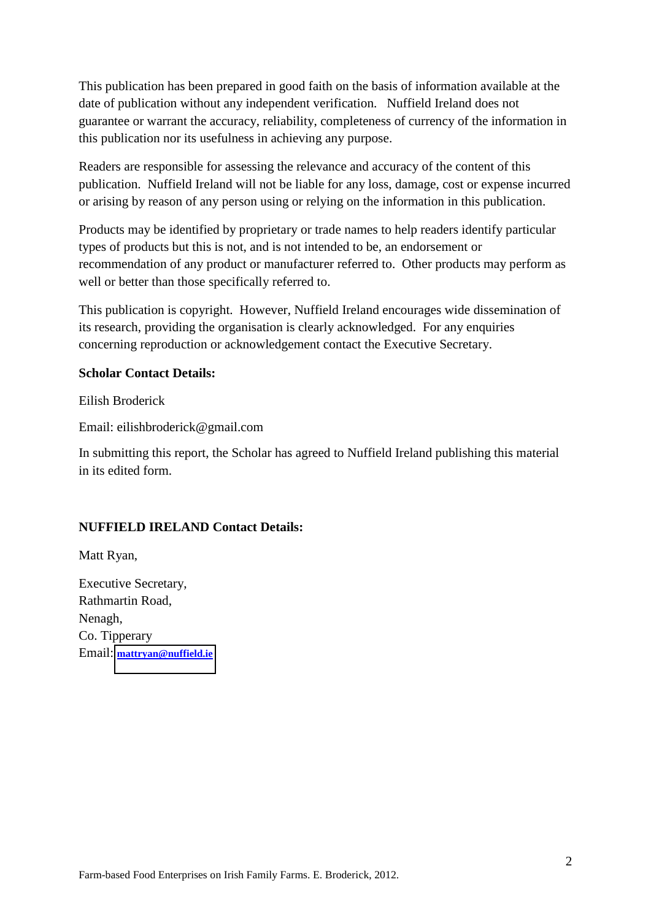This publication has been prepared in good faith on the basis of information available at the date of publication without any independent verification. Nuffield Ireland does not guarantee or warrant the accuracy, reliability, completeness of currency of the information in this publication nor its usefulness in achieving any purpose.

Readers are responsible for assessing the relevance and accuracy of the content of this publication. Nuffield Ireland will not be liable for any loss, damage, cost or expense incurred or arising by reason of any person using or relying on the information in this publication.

Products may be identified by proprietary or trade names to help readers identify particular types of products but this is not, and is not intended to be, an endorsement or recommendation of any product or manufacturer referred to. Other products may perform as well or better than those specifically referred to.

This publication is copyright. However, Nuffield Ireland encourages wide dissemination of its research, providing the organisation is clearly acknowledged. For any enquiries concerning reproduction or acknowledgement contact the Executive Secretary.

**Scholar Contact Details:**

Eilish Broderick

Email: eilishbroderick@gmail.com

In submitting this report, the Scholar has agreed to Nuffield Ireland publishing this material in its edited form.

**NUFFIELD IRELAND Contact Details:**

Matt Ryan,

Executive Secretary,
Rathmartin Road,
Nenagh,
Co. Tipperary
Email: mattryan@nuffield.ie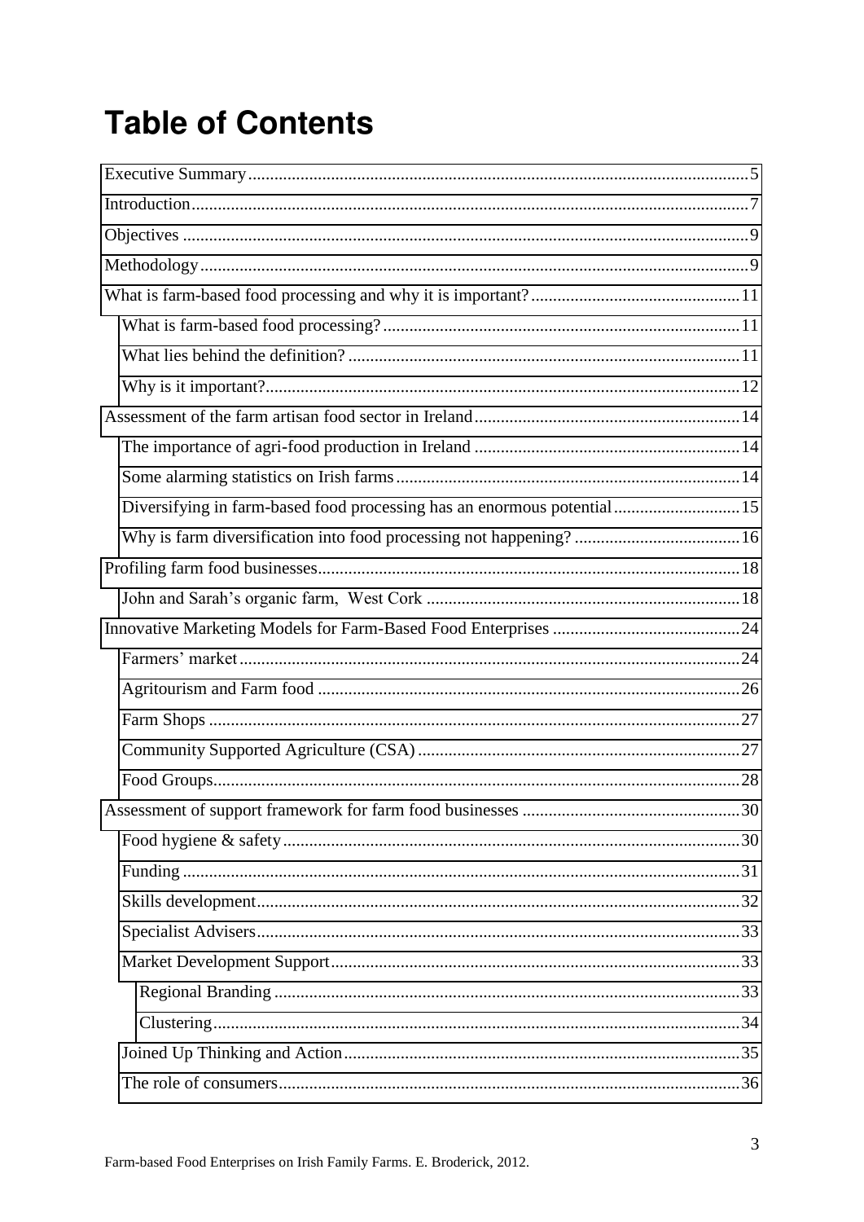# Table of Contents

- Executive Summary ... 5
- Introduction ... 7
- Objectives ... 9
- Methodology ... 9
- What is farm-based food processing and why it is important? ... 11
  - What is farm-based food processing? ... 11
  - What lies behind the definition? ... 11
  - Why is it important? ... 12
- Assessment of the farm artisan food sector in Ireland ... 14
  - The importance of agri-food production in Ireland ... 14
  - Some alarming statistics on Irish farms ... 14
  - Diversifying in farm-based food processing has an enormous potential ... 15
  - Why is farm diversification into food processing not happening? ... 16
- Profiling farm food businesses ... 18
  - John and Sarah's organic farm, West Cork ... 18
- Innovative Marketing Models for Farm-Based Food Enterprises ... 24
  - Farmers' market ... 24
  - Agritourism and Farm food ... 26
  - Farm Shops ... 27
  - Community Supported Agriculture (CSA) ... 27
  - Food Groups ... 28
- Assessment of support framework for farm food businesses ... 30
  - Food hygiene & safety ... 30
  - Funding ... 31
  - Skills development ... 32
  - Specialist Advisers ... 33
  - Market Development Support ... 33
    - Regional Branding ... 33
    - Clustering ... 34
  - Joined Up Thinking and Action ... 35
  - The role of consumers ... 36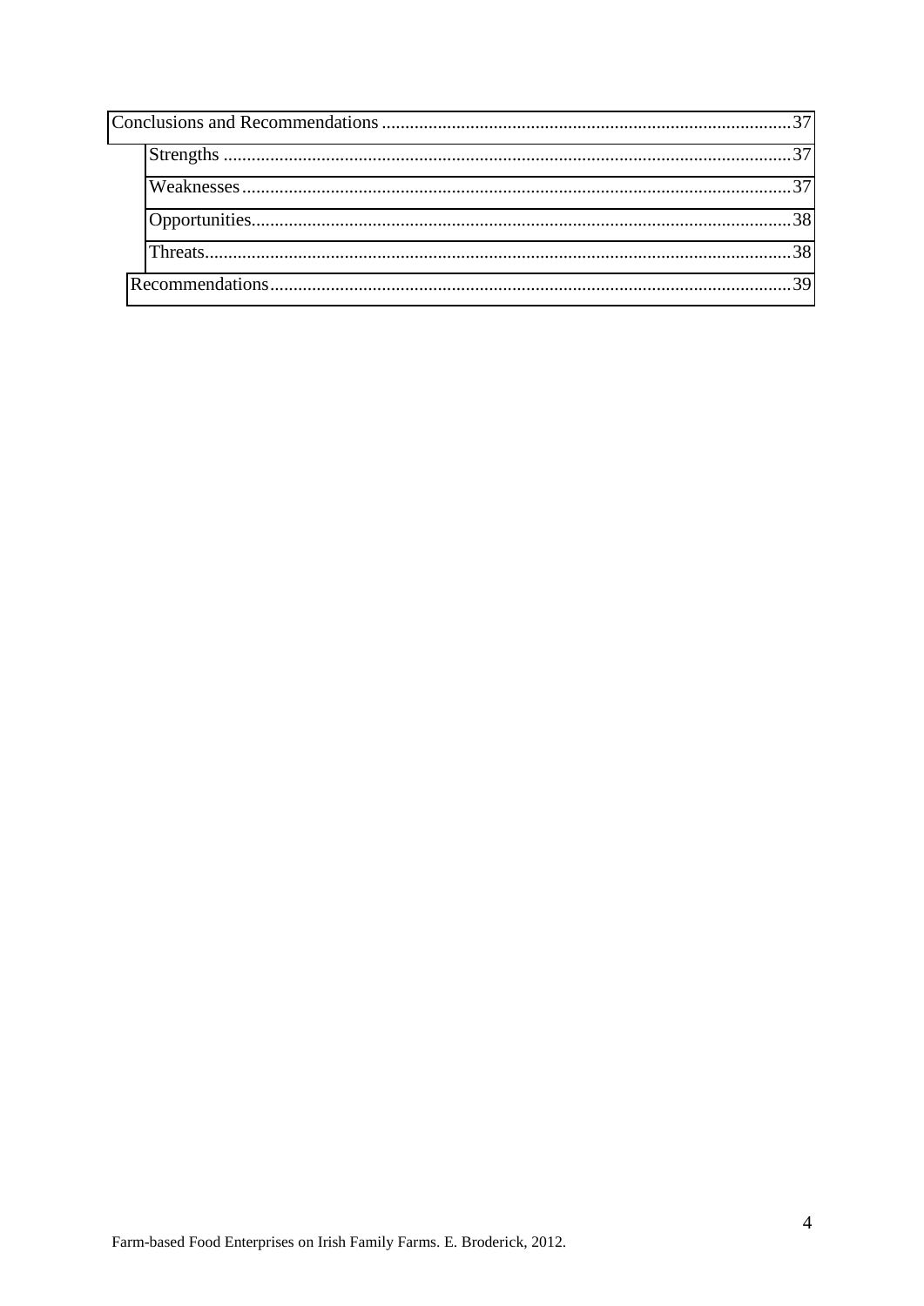Conclusions and Recommendations ........................................................................................37

- Strengths .........................................................................................................................37
- Weaknesses.....................................................................................................................37
- Opportunities...................................................................................................................38
- Threats.............................................................................................................................38

Recommendations...............................................................................................................39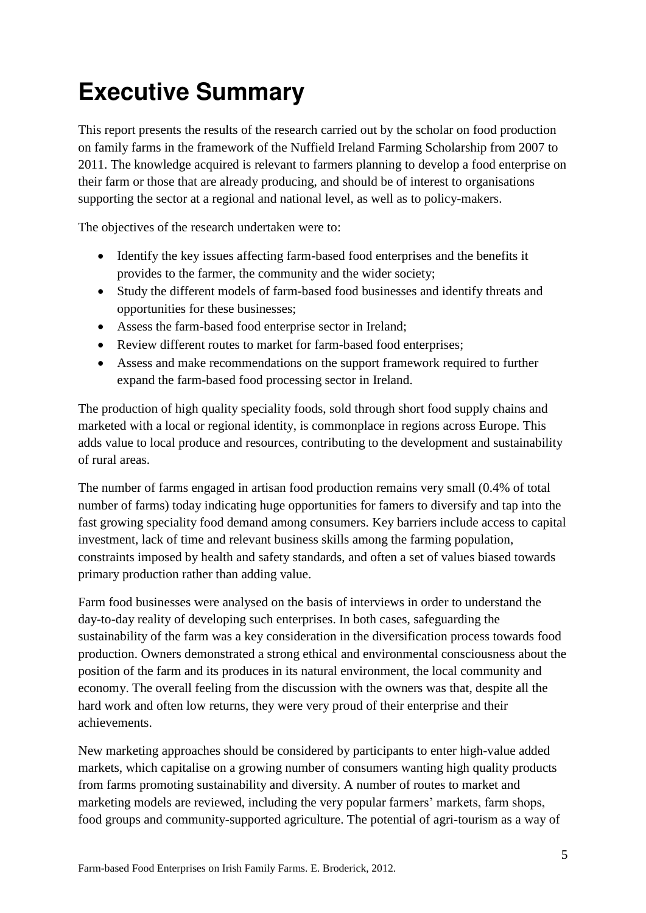# Executive Summary

This report presents the results of the research carried out by the scholar on food production on family farms in the framework of the Nuffield Ireland Farming Scholarship from 2007 to 2011. The knowledge acquired is relevant to farmers planning to develop a food enterprise on their farm or those that are already producing, and should be of interest to organisations supporting the sector at a regional and national level, as well as to policy-makers.

The objectives of the research undertaken were to:

- Identify the key issues affecting farm-based food enterprises and the benefits it provides to the farmer, the community and the wider society;
- Study the different models of farm-based food businesses and identify threats and opportunities for these businesses;
- Assess the farm-based food enterprise sector in Ireland;
- Review different routes to market for farm-based food enterprises;
- Assess and make recommendations on the support framework required to further expand the farm-based food processing sector in Ireland.

The production of high quality speciality foods, sold through short food supply chains and marketed with a local or regional identity, is commonplace in regions across Europe. This adds value to local produce and resources, contributing to the development and sustainability of rural areas.

The number of farms engaged in artisan food production remains very small (0.4% of total number of farms) today indicating huge opportunities for famers to diversify and tap into the fast growing speciality food demand among consumers. Key barriers include access to capital investment, lack of time and relevant business skills among the farming population, constraints imposed by health and safety standards, and often a set of values biased towards primary production rather than adding value.

Farm food businesses were analysed on the basis of interviews in order to understand the day-to-day reality of developing such enterprises. In both cases, safeguarding the sustainability of the farm was a key consideration in the diversification process towards food production. Owners demonstrated a strong ethical and environmental consciousness about the position of the farm and its produces in its natural environment, the local community and economy. The overall feeling from the discussion with the owners was that, despite all the hard work and often low returns, they were very proud of their enterprise and their achievements.

New marketing approaches should be considered by participants to enter high-value added markets, which capitalise on a growing number of consumers wanting high quality products from farms promoting sustainability and diversity. A number of routes to market and marketing models are reviewed, including the very popular farmers' markets, farm shops, food groups and community-supported agriculture. The potential of agri-tourism as a way of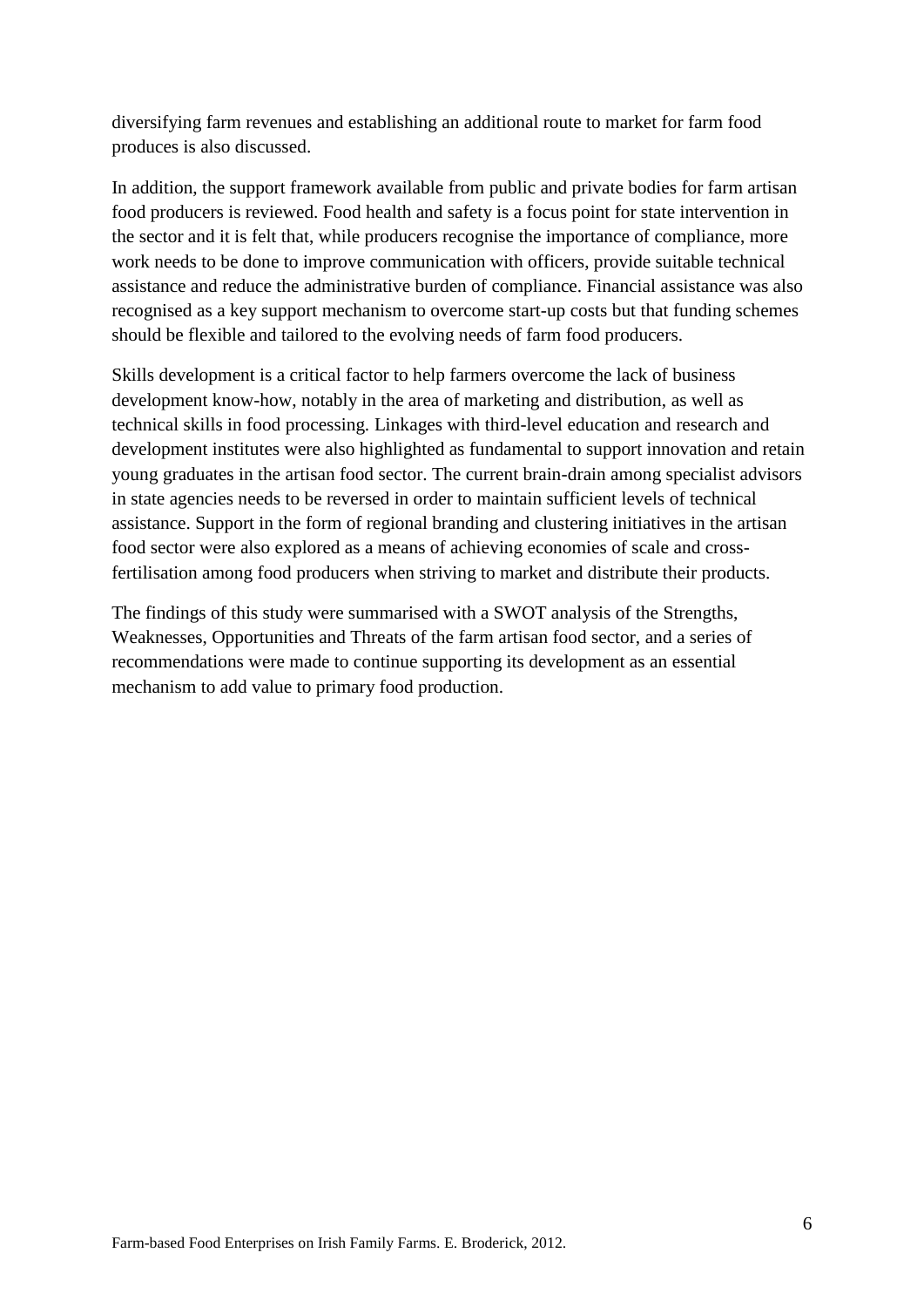diversifying farm revenues and establishing an additional route to market for farm food produces is also discussed.

In addition, the support framework available from public and private bodies for farm artisan food producers is reviewed. Food health and safety is a focus point for state intervention in the sector and it is felt that, while producers recognise the importance of compliance, more work needs to be done to improve communication with officers, provide suitable technical assistance and reduce the administrative burden of compliance. Financial assistance was also recognised as a key support mechanism to overcome start-up costs but that funding schemes should be flexible and tailored to the evolving needs of farm food producers.

Skills development is a critical factor to help farmers overcome the lack of business development know-how, notably in the area of marketing and distribution, as well as technical skills in food processing. Linkages with third-level education and research and development institutes were also highlighted as fundamental to support innovation and retain young graduates in the artisan food sector. The current brain-drain among specialist advisors in state agencies needs to be reversed in order to maintain sufficient levels of technical assistance. Support in the form of regional branding and clustering initiatives in the artisan food sector were also explored as a means of achieving economies of scale and cross-fertilisation among food producers when striving to market and distribute their products.

The findings of this study were summarised with a SWOT analysis of the Strengths, Weaknesses, Opportunities and Threats of the farm artisan food sector, and a series of recommendations were made to continue supporting its development as an essential mechanism to add value to primary food production.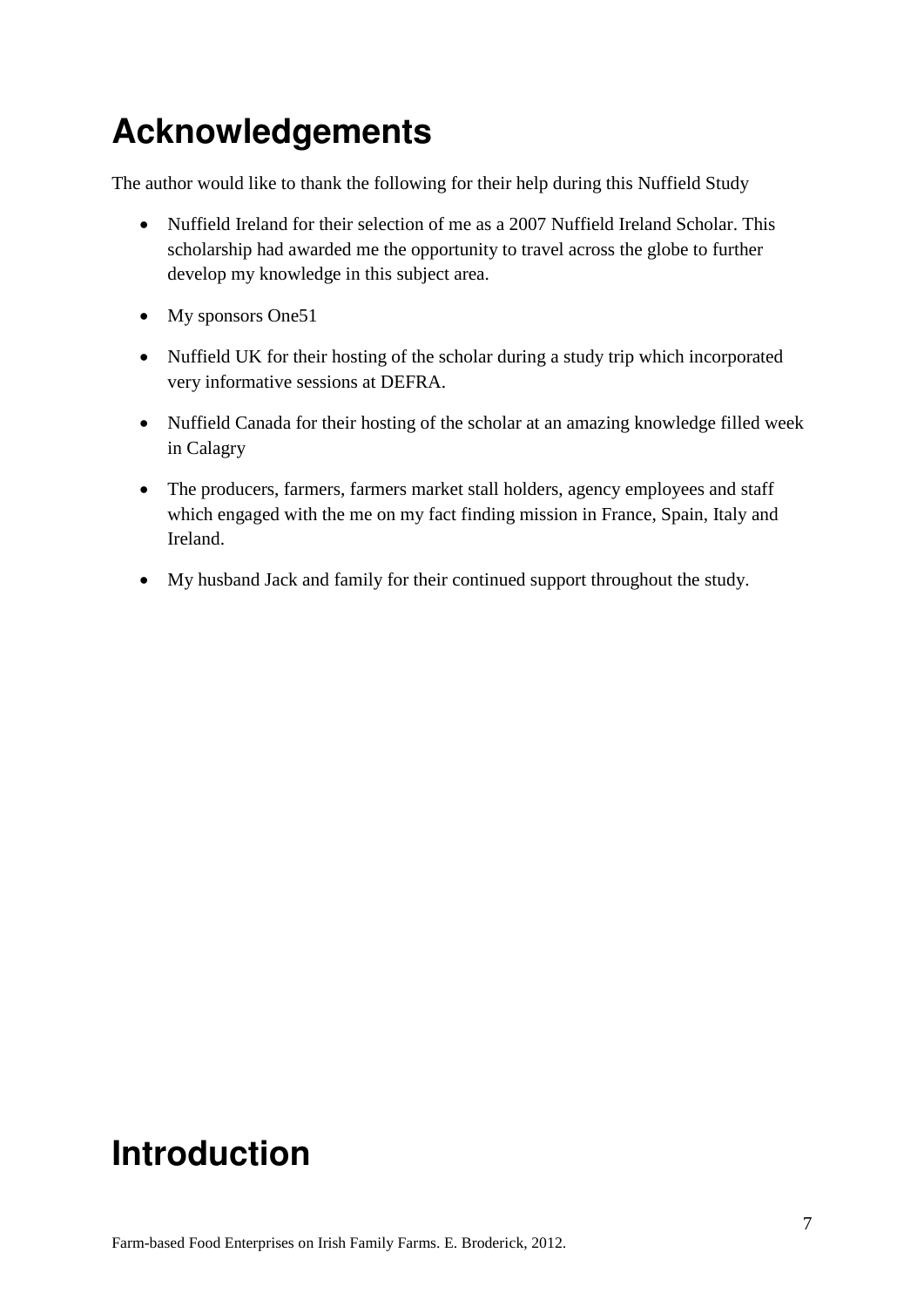# Acknowledgements

The author would like to thank the following for their help during this Nuffield Study

- Nuffield Ireland for their selection of me as a 2007 Nuffield Ireland Scholar. This scholarship had awarded me the opportunity to travel across the globe to further develop my knowledge in this subject area.
- My sponsors One51
- Nuffield UK for their hosting of the scholar during a study trip which incorporated very informative sessions at DEFRA.
- Nuffield Canada for their hosting of the scholar at an amazing knowledge filled week in Calagry
- The producers, farmers, farmers market stall holders, agency employees and staff which engaged with the me on my fact finding mission in France, Spain, Italy and Ireland.
- My husband Jack and family for their continued support throughout the study.

# Introduction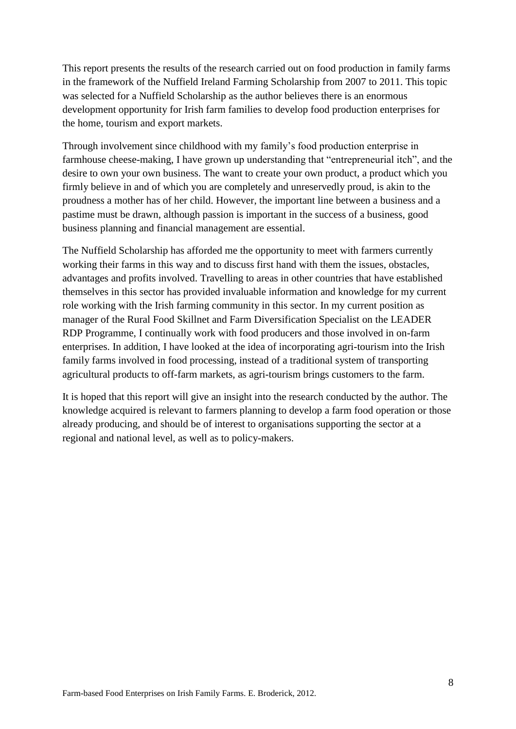This report presents the results of the research carried out on food production in family farms in the framework of the Nuffield Ireland Farming Scholarship from 2007 to 2011. This topic was selected for a Nuffield Scholarship as the author believes there is an enormous development opportunity for Irish farm families to develop food production enterprises for the home, tourism and export markets.

Through involvement since childhood with my family's food production enterprise in farmhouse cheese-making, I have grown up understanding that "entrepreneurial itch", and the desire to own your own business. The want to create your own product, a product which you firmly believe in and of which you are completely and unreservedly proud, is akin to the proudness a mother has of her child. However, the important line between a business and a pastime must be drawn, although passion is important in the success of a business, good business planning and financial management are essential.

The Nuffield Scholarship has afforded me the opportunity to meet with farmers currently working their farms in this way and to discuss first hand with them the issues, obstacles, advantages and profits involved. Travelling to areas in other countries that have established themselves in this sector has provided invaluable information and knowledge for my current role working with the Irish farming community in this sector. In my current position as manager of the Rural Food Skillnet and Farm Diversification Specialist on the LEADER RDP Programme, I continually work with food producers and those involved in on-farm enterprises. In addition, I have looked at the idea of incorporating agri-tourism into the Irish family farms involved in food processing, instead of a traditional system of transporting agricultural products to off-farm markets, as agri-tourism brings customers to the farm.

It is hoped that this report will give an insight into the research conducted by the author. The knowledge acquired is relevant to farmers planning to develop a farm food operation or those already producing, and should be of interest to organisations supporting the sector at a regional and national level, as well as to policy-makers.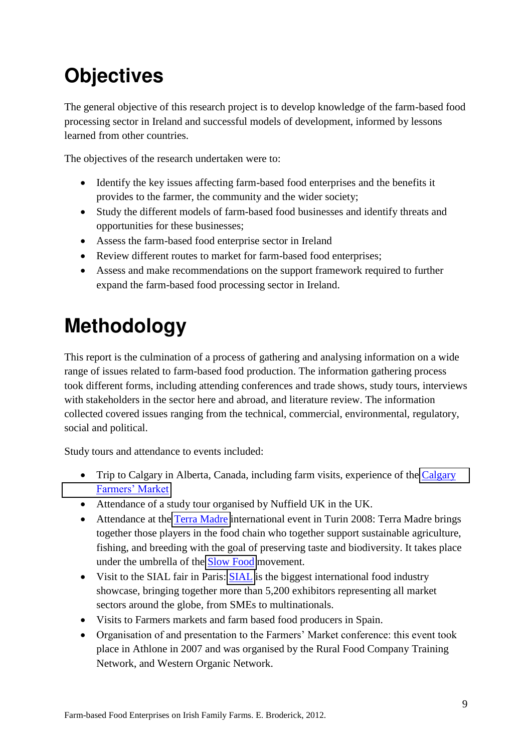# Objectives

The general objective of this research project is to develop knowledge of the farm-based food processing sector in Ireland and successful models of development, informed by lessons learned from other countries.

The objectives of the research undertaken were to:

- Identify the key issues affecting farm-based food enterprises and the benefits it provides to the farmer, the community and the wider society;
- Study the different models of farm-based food businesses and identify threats and opportunities for these businesses;
- Assess the farm-based food enterprise sector in Ireland
- Review different routes to market for farm-based food enterprises;
- Assess and make recommendations on the support framework required to further expand the farm-based food processing sector in Ireland.

# Methodology

This report is the culmination of a process of gathering and analysing information on a wide range of issues related to farm-based food production. The information gathering process took different forms, including attending conferences and trade shows, study tours, interviews with stakeholders in the sector here and abroad, and literature review. The information collected covered issues ranging from the technical, commercial, environmental, regulatory, social and political.

Study tours and attendance to events included:

- Trip to Calgary in Alberta, Canada, including farm visits, experience of the Calgary Farmers' Market
- Attendance of a study tour organised by Nuffield UK in the UK.
- Attendance at the Terra Madre international event in Turin 2008: Terra Madre brings together those players in the food chain who together support sustainable agriculture, fishing, and breeding with the goal of preserving taste and biodiversity. It takes place under the umbrella of the Slow Food movement.
- Visit to the SIAL fair in Paris: SIAL is the biggest international food industry showcase, bringing together more than 5,200 exhibitors representing all market sectors around the globe, from SMEs to multinationals.
- Visits to Farmers markets and farm based food producers in Spain.
- Organisation of and presentation to the Farmers' Market conference: this event took place in Athlone in 2007 and was organised by the Rural Food Company Training Network, and Western Organic Network.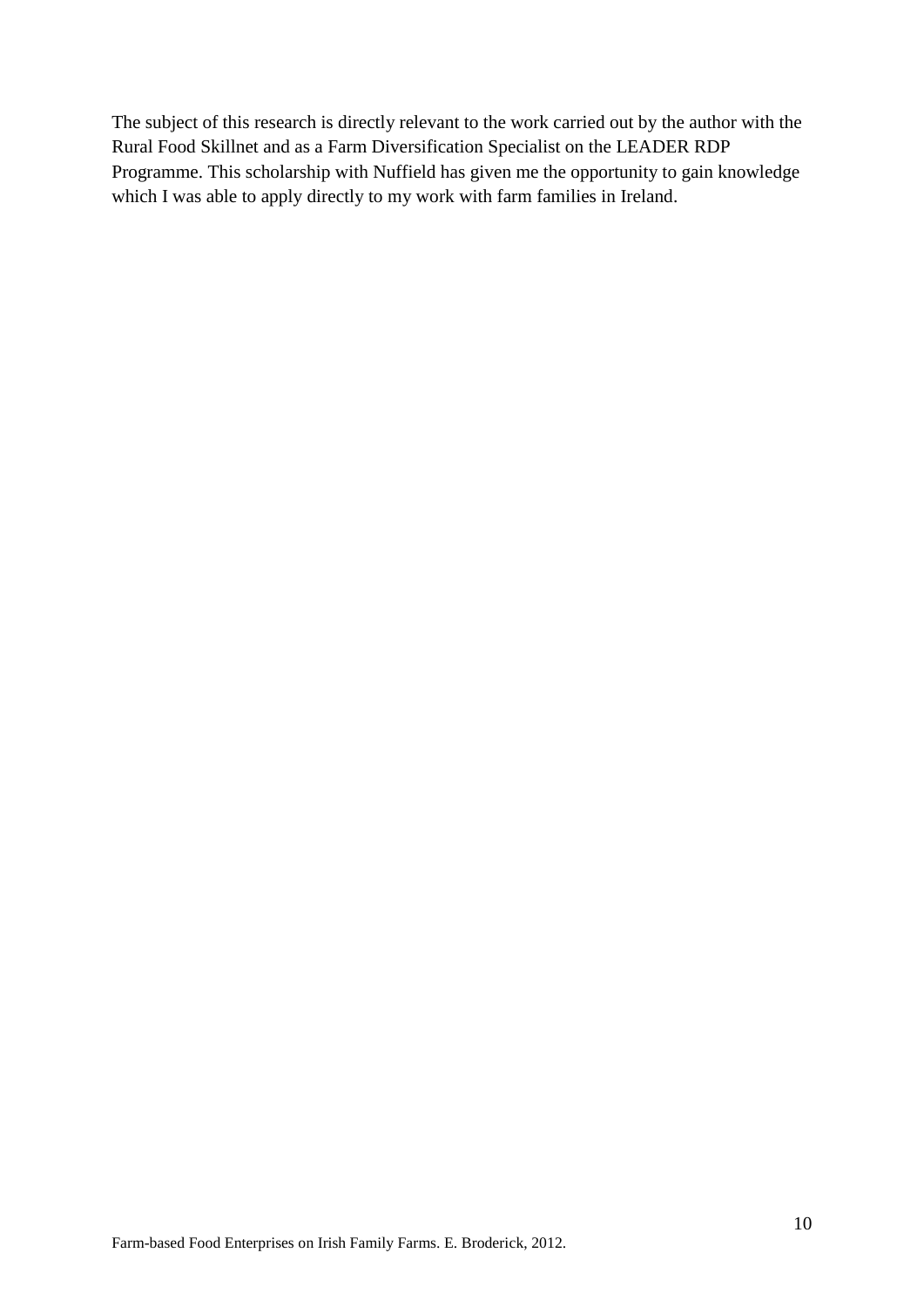The subject of this research is directly relevant to the work carried out by the author with the Rural Food Skillnet and as a Farm Diversification Specialist on the LEADER RDP Programme. This scholarship with Nuffield has given me the opportunity to gain knowledge which I was able to apply directly to my work with farm families in Ireland.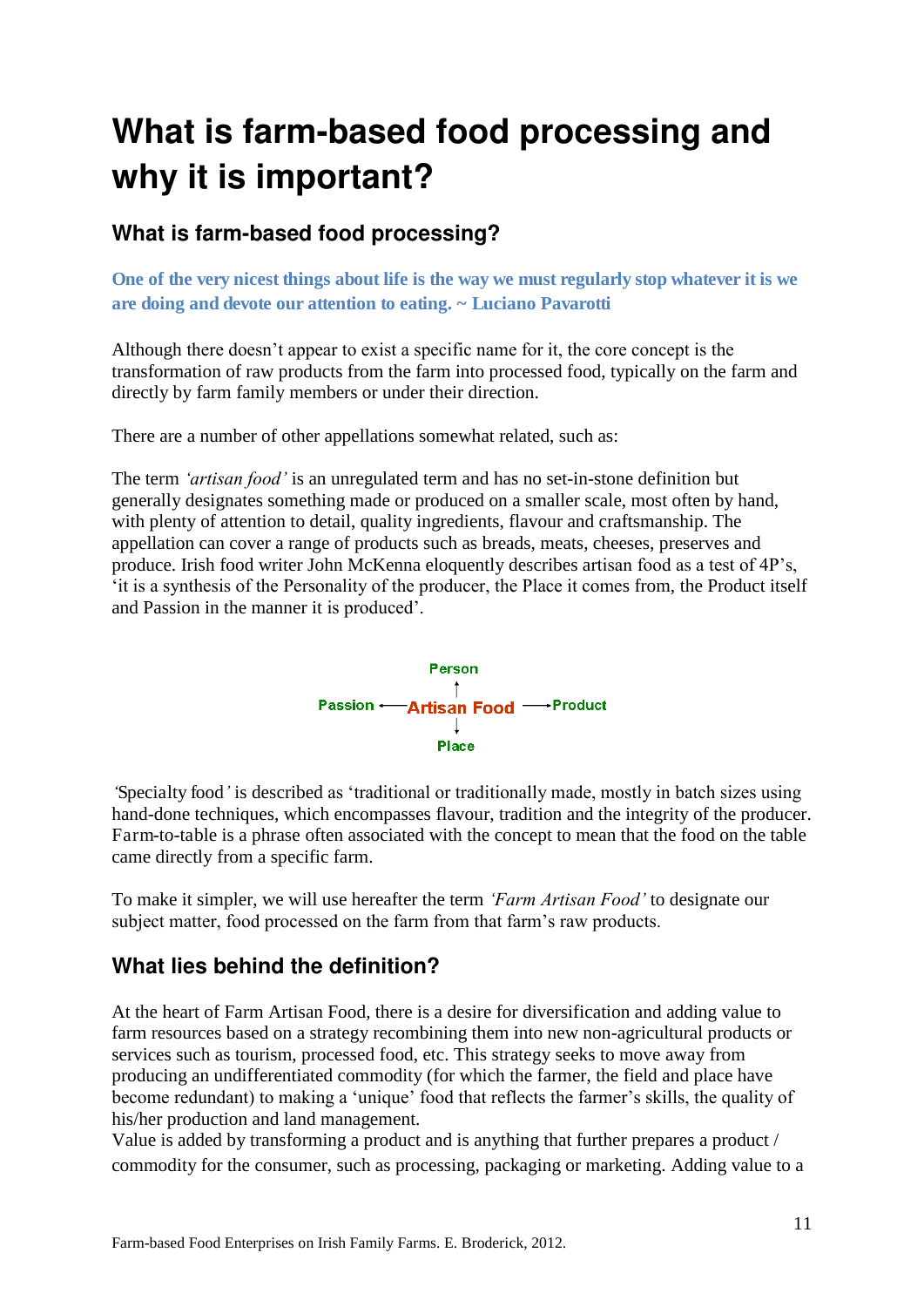# What is farm-based food processing and why it is important?

## What is farm-based food processing?

**One of the very nicest things about life is the way we must regularly stop whatever it is we are doing and devote our attention to eating. ~ Luciano Pavarotti**

Although there doesn't appear to exist a specific name for it, the core concept is the transformation of raw products from the farm into processed food, typically on the farm and directly by farm family members or under their direction.

There are a number of other appellations somewhat related, such as:

The term *'artisan food'* is an unregulated term and has no set-in-stone definition but generally designates something made or produced on a smaller scale, most often by hand, with plenty of attention to detail, quality ingredients, flavour and craftsmanship. The appellation can cover a range of products such as breads, meats, cheeses, preserves and produce. Irish food writer John McKenna eloquently describes artisan food as a test of 4P's, 'it is a synthesis of the Personality of the producer, the Place it comes from, the Product itself and Passion in the manner it is produced'.

Person
↑
Passion ← Artisan Food → Product
↓
Place

*'*Specialty food*'* is described as 'traditional or traditionally made, mostly in batch sizes using hand-done techniques, which encompasses flavour, tradition and the integrity of the producer. Farm-to-table is a phrase often associated with the concept to mean that the food on the table came directly from a specific farm.

To make it simpler, we will use hereafter the term *'Farm Artisan Food'* to designate our subject matter, food processed on the farm from that farm's raw products.

## What lies behind the definition?

At the heart of Farm Artisan Food, there is a desire for diversification and adding value to farm resources based on a strategy recombining them into new non-agricultural products or services such as tourism, processed food, etc. This strategy seeks to move away from producing an undifferentiated commodity (for which the farmer, the field and place have become redundant) to making a 'unique' food that reflects the farmer's skills, the quality of his/her production and land management.
Value is added by transforming a product and is anything that further prepares a product / commodity for the consumer, such as processing, packaging or marketing. Adding value to a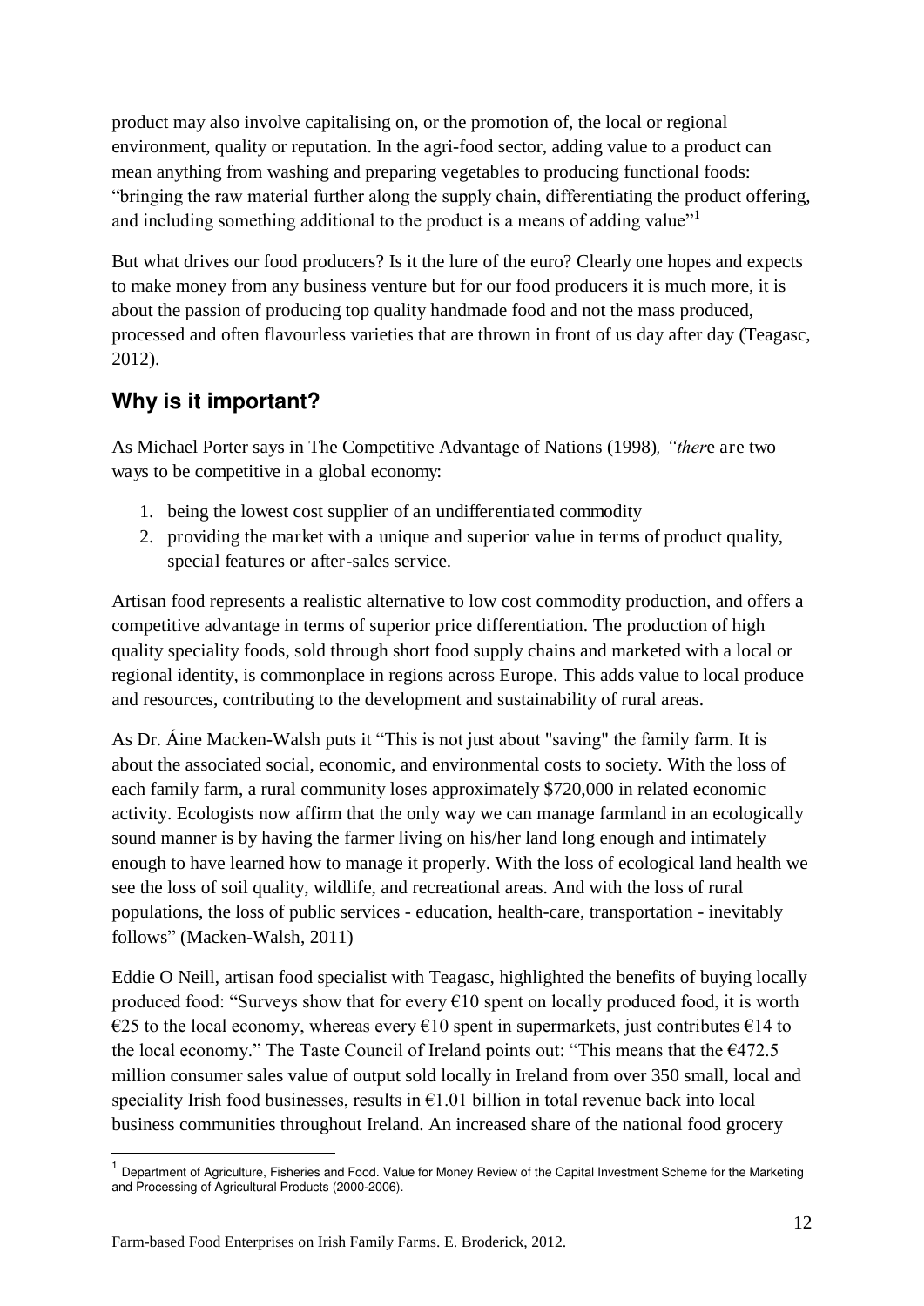product may also involve capitalising on, or the promotion of, the local or regional environment, quality or reputation. In the agri-food sector, adding value to a product can mean anything from washing and preparing vegetables to producing functional foods: "bringing the raw material further along the supply chain, differentiating the product offering, and including something additional to the product is a means of adding value"[1]

But what drives our food producers? Is it the lure of the euro? Clearly one hopes and expects to make money from any business venture but for our food producers it is much more, it is about the passion of producing top quality handmade food and not the mass produced, processed and often flavourless varieties that are thrown in front of us day after day (Teagasc, 2012).

## Why is it important?

As Michael Porter says in The Competitive Advantage of Nations (1998), *"ther*e are two ways to be competitive in a global economy:

1. being the lowest cost supplier of an undifferentiated commodity
2. providing the market with a unique and superior value in terms of product quality, special features or after-sales service.

Artisan food represents a realistic alternative to low cost commodity production, and offers a competitive advantage in terms of superior price differentiation. The production of high quality speciality foods, sold through short food supply chains and marketed with a local or regional identity, is commonplace in regions across Europe. This adds value to local produce and resources, contributing to the development and sustainability of rural areas.

As Dr. Áine Macken-Walsh puts it "This is not just about "saving" the family farm. It is about the associated social, economic, and environmental costs to society. With the loss of each family farm, a rural community loses approximately $720,000 in related economic activity. Ecologists now affirm that the only way we can manage farmland in an ecologically sound manner is by having the farmer living on his/her land long enough and intimately enough to have learned how to manage it properly. With the loss of ecological land health we see the loss of soil quality, wildlife, and recreational areas. And with the loss of rural populations, the loss of public services - education, health-care, transportation - inevitably follows" (Macken-Walsh, 2011)

Eddie O Neill, artisan food specialist with Teagasc, highlighted the benefits of buying locally produced food: "Surveys show that for every €10 spent on locally produced food, it is worth €25 to the local economy, whereas every €10 spent in supermarkets, just contributes €14 to the local economy." The Taste Council of Ireland points out: "This means that the €472.5 million consumer sales value of output sold locally in Ireland from over 350 small, local and speciality Irish food businesses, results in €1.01 billion in total revenue back into local business communities throughout Ireland. An increased share of the national food grocery

[1] Department of Agriculture, Fisheries and Food. Value for Money Review of the Capital Investment Scheme for the Marketing and Processing of Agricultural Products (2000-2006).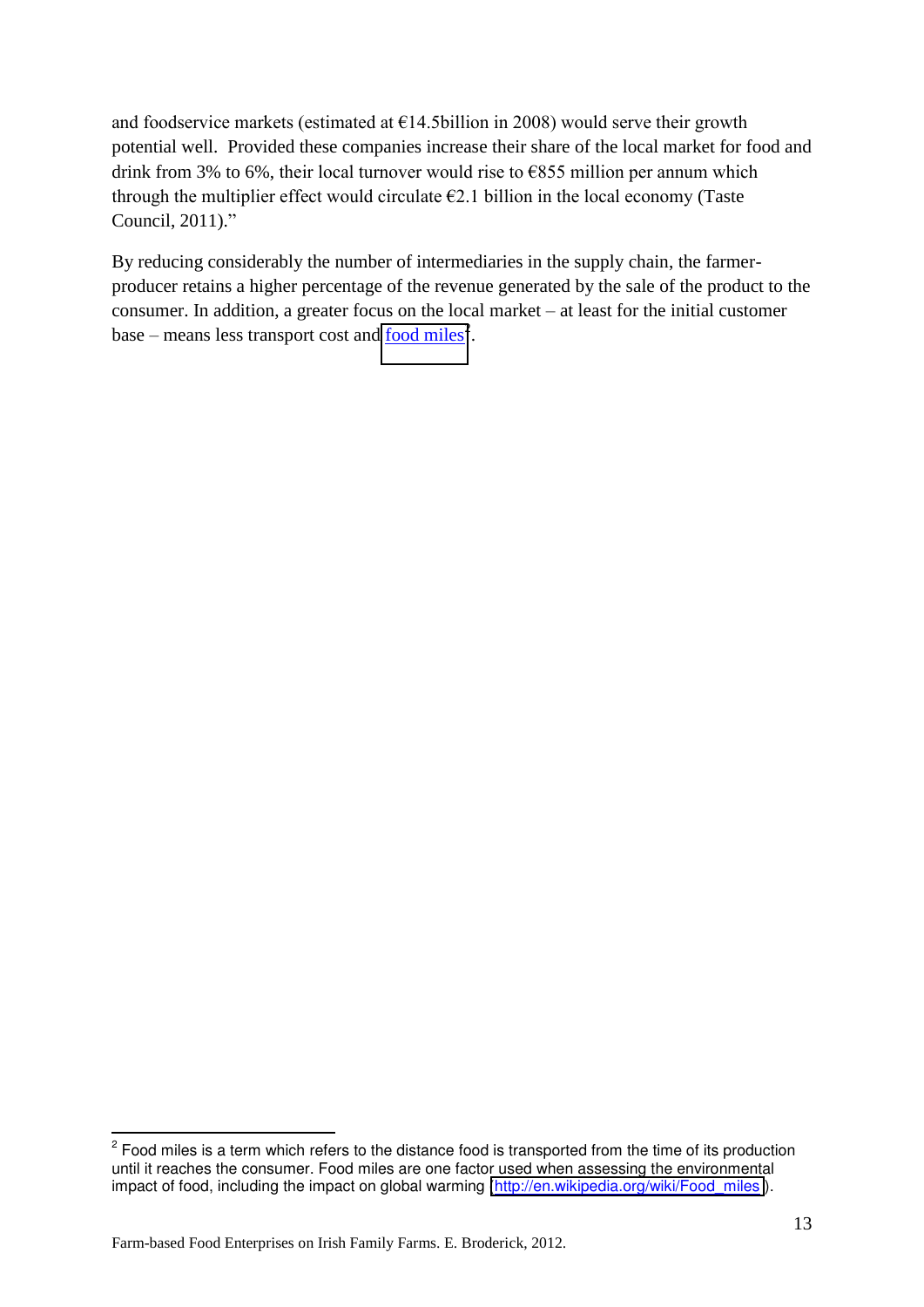and foodservice markets (estimated at €14.5billion in 2008) would serve their growth potential well. Provided these companies increase their share of the local market for food and drink from 3% to 6%, their local turnover would rise to €855 million per annum which through the multiplier effect would circulate €2.1 billion in the local economy (Taste Council, 2011)."

By reducing considerably the number of intermediaries in the supply chain, the farmer-producer retains a higher percentage of the revenue generated by the sale of the product to the consumer. In addition, a greater focus on the local market – at least for the initial customer base – means less transport cost and food miles[2].

[2] Food miles is a term which refers to the distance food is transported from the time of its production until it reaches the consumer. Food miles are one factor used when assessing the environmental impact of food, including the impact on global warming (http://en.wikipedia.org/wiki/Food_miles).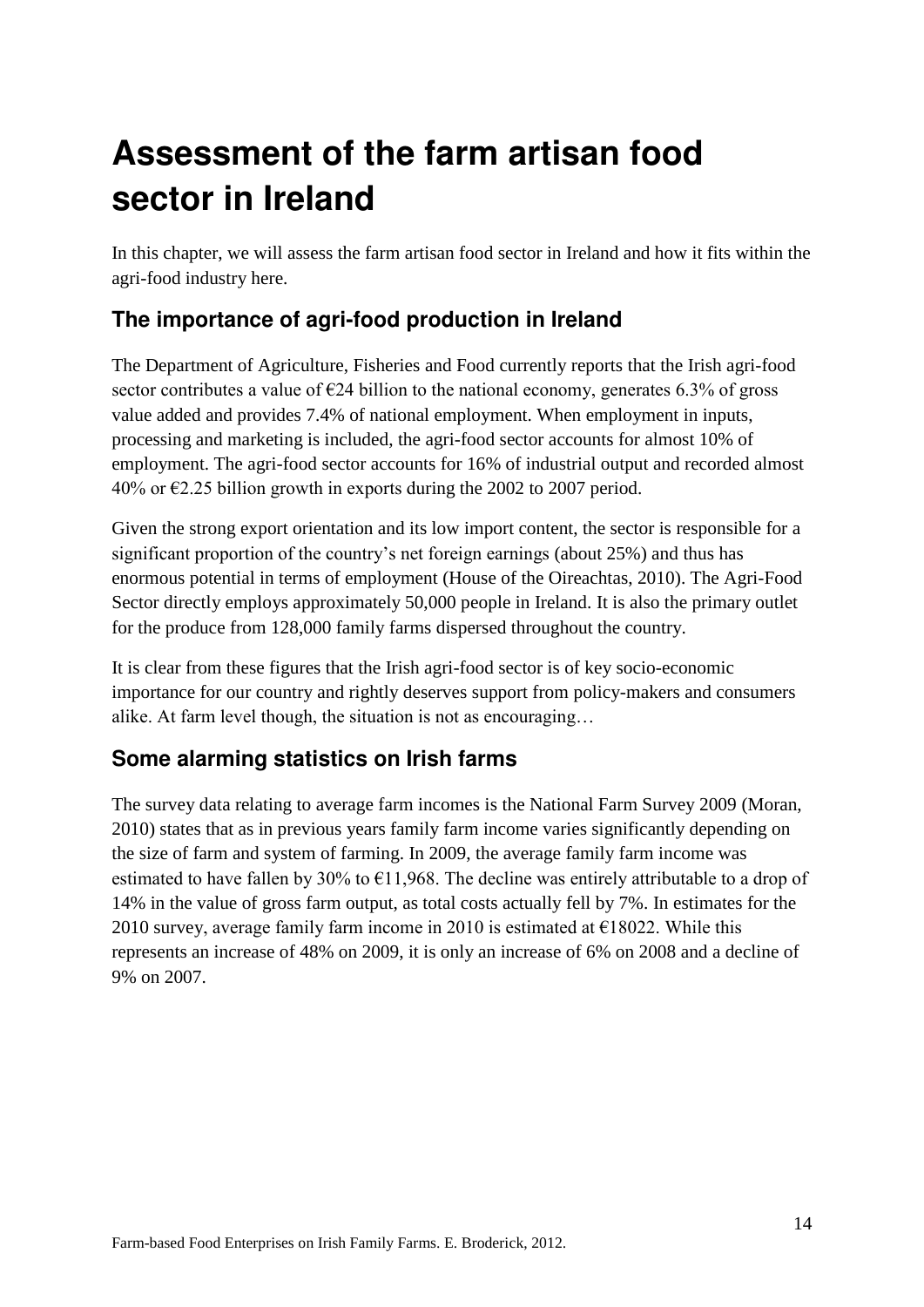# Assessment of the farm artisan food sector in Ireland

In this chapter, we will assess the farm artisan food sector in Ireland and how it fits within the agri-food industry here.

## The importance of agri-food production in Ireland

The Department of Agriculture, Fisheries and Food currently reports that the Irish agri-food sector contributes a value of €24 billion to the national economy, generates 6.3% of gross value added and provides 7.4% of national employment. When employment in inputs, processing and marketing is included, the agri-food sector accounts for almost 10% of employment. The agri-food sector accounts for 16% of industrial output and recorded almost 40% or €2.25 billion growth in exports during the 2002 to 2007 period.

Given the strong export orientation and its low import content, the sector is responsible for a significant proportion of the country's net foreign earnings (about 25%) and thus has enormous potential in terms of employment (House of the Oireachtas, 2010). The Agri-Food Sector directly employs approximately 50,000 people in Ireland. It is also the primary outlet for the produce from 128,000 family farms dispersed throughout the country.

It is clear from these figures that the Irish agri-food sector is of key socio-economic importance for our country and rightly deserves support from policy-makers and consumers alike. At farm level though, the situation is not as encouraging…

## Some alarming statistics on Irish farms

The survey data relating to average farm incomes is the National Farm Survey 2009 (Moran, 2010) states that as in previous years family farm income varies significantly depending on the size of farm and system of farming. In 2009, the average family farm income was estimated to have fallen by 30% to €11,968. The decline was entirely attributable to a drop of 14% in the value of gross farm output, as total costs actually fell by 7%. In estimates for the 2010 survey, average family farm income in 2010 is estimated at €18022. While this represents an increase of 48% on 2009, it is only an increase of 6% on 2008 and a decline of 9% on 2007.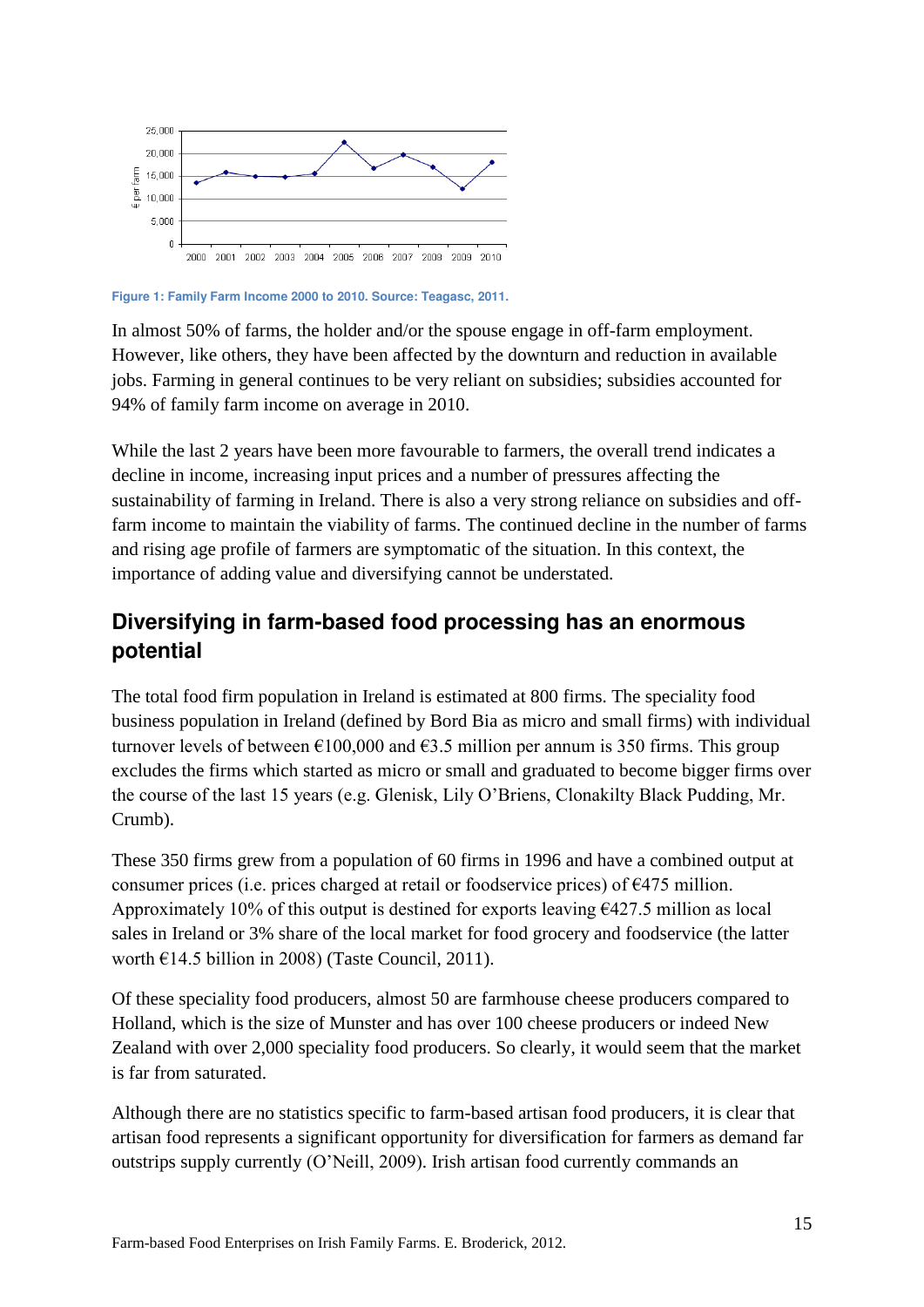Figure 1: Family Farm Income 2000 to 2010. Source: Teagasc, 2011.

In almost 50% of farms, the holder and/or the spouse engage in off-farm employment. However, like others, they have been affected by the downturn and reduction in available jobs. Farming in general continues to be very reliant on subsidies; subsidies accounted for 94% of family farm income on average in 2010.

While the last 2 years have been more favourable to farmers, the overall trend indicates a decline in income, increasing input prices and a number of pressures affecting the sustainability of farming in Ireland. There is also a very strong reliance on subsidies and off-farm income to maintain the viability of farms. The continued decline in the number of farms and rising age profile of farmers are symptomatic of the situation. In this context, the importance of adding value and diversifying cannot be understated.

## Diversifying in farm-based food processing has an enormous potential

The total food firm population in Ireland is estimated at 800 firms. The speciality food business population in Ireland (defined by Bord Bia as micro and small firms) with individual turnover levels of between €100,000 and €3.5 million per annum is 350 firms. This group excludes the firms which started as micro or small and graduated to become bigger firms over the course of the last 15 years (e.g. Glenisk, Lily O'Briens, Clonakilty Black Pudding, Mr. Crumb).

These 350 firms grew from a population of 60 firms in 1996 and have a combined output at consumer prices (i.e. prices charged at retail or foodservice prices) of €475 million. Approximately 10% of this output is destined for exports leaving €427.5 million as local sales in Ireland or 3% share of the local market for food grocery and foodservice (the latter worth €14.5 billion in 2008) (Taste Council, 2011).

Of these speciality food producers, almost 50 are farmhouse cheese producers compared to Holland, which is the size of Munster and has over 100 cheese producers or indeed New Zealand with over 2,000 speciality food producers. So clearly, it would seem that the market is far from saturated.

Although there are no statistics specific to farm-based artisan food producers, it is clear that artisan food represents a significant opportunity for diversification for farmers as demand far outstrips supply currently (O'Neill, 2009). Irish artisan food currently commands an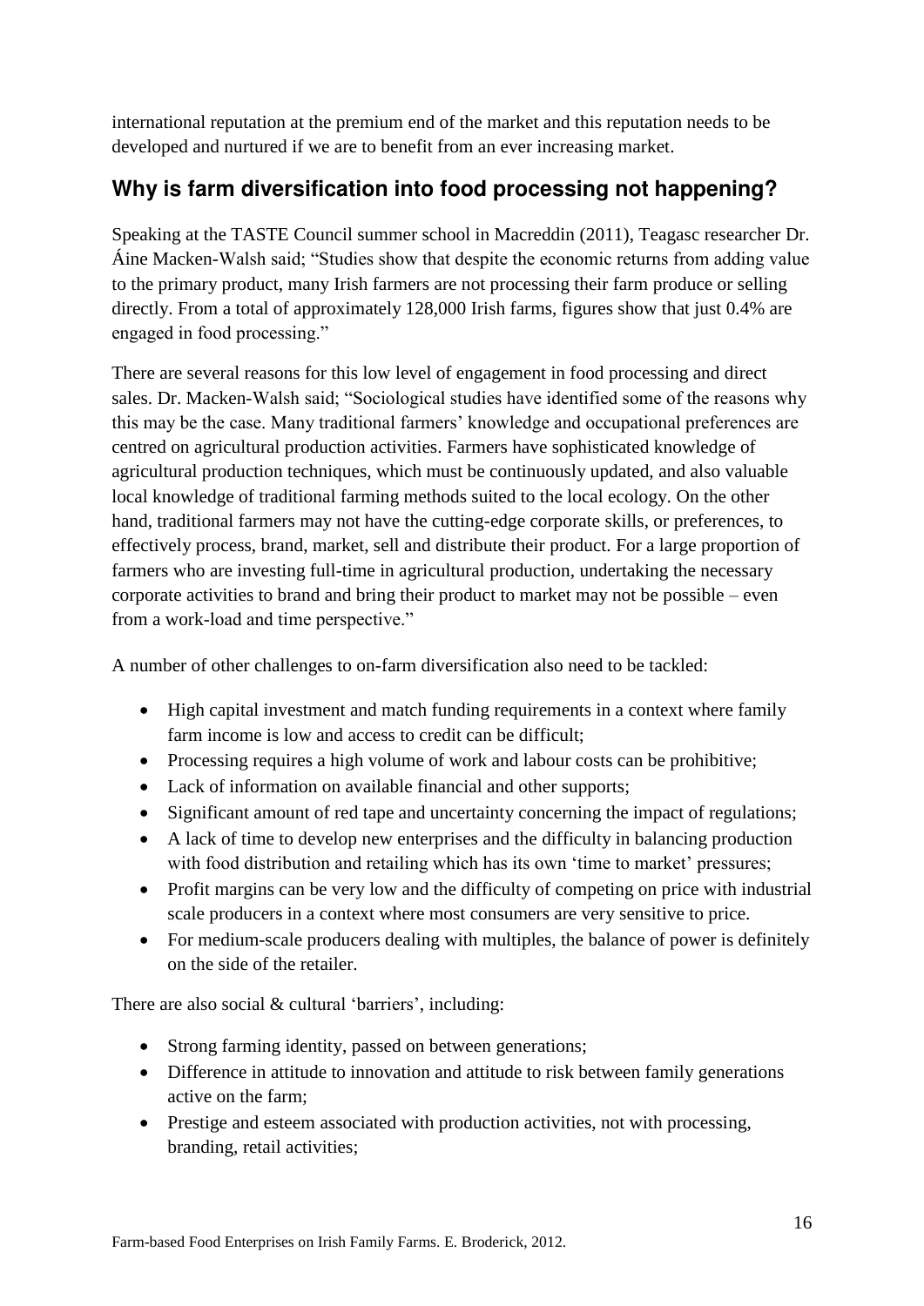international reputation at the premium end of the market and this reputation needs to be developed and nurtured if we are to benefit from an ever increasing market.

## Why is farm diversification into food processing not happening?

Speaking at the TASTE Council summer school in Macreddin (2011), Teagasc researcher Dr. Áine Macken-Walsh said; "Studies show that despite the economic returns from adding value to the primary product, many Irish farmers are not processing their farm produce or selling directly. From a total of approximately 128,000 Irish farms, figures show that just 0.4% are engaged in food processing."

There are several reasons for this low level of engagement in food processing and direct sales. Dr. Macken-Walsh said; "Sociological studies have identified some of the reasons why this may be the case. Many traditional farmers' knowledge and occupational preferences are centred on agricultural production activities. Farmers have sophisticated knowledge of agricultural production techniques, which must be continuously updated, and also valuable local knowledge of traditional farming methods suited to the local ecology. On the other hand, traditional farmers may not have the cutting-edge corporate skills, or preferences, to effectively process, brand, market, sell and distribute their product. For a large proportion of farmers who are investing full-time in agricultural production, undertaking the necessary corporate activities to brand and bring their product to market may not be possible – even from a work-load and time perspective."

A number of other challenges to on-farm diversification also need to be tackled:

- High capital investment and match funding requirements in a context where family farm income is low and access to credit can be difficult;
- Processing requires a high volume of work and labour costs can be prohibitive;
- Lack of information on available financial and other supports;
- Significant amount of red tape and uncertainty concerning the impact of regulations;
- A lack of time to develop new enterprises and the difficulty in balancing production with food distribution and retailing which has its own 'time to market' pressures;
- Profit margins can be very low and the difficulty of competing on price with industrial scale producers in a context where most consumers are very sensitive to price.
- For medium-scale producers dealing with multiples, the balance of power is definitely on the side of the retailer.

There are also social & cultural 'barriers', including:

- Strong farming identity, passed on between generations;
- Difference in attitude to innovation and attitude to risk between family generations active on the farm;
- Prestige and esteem associated with production activities, not with processing, branding, retail activities;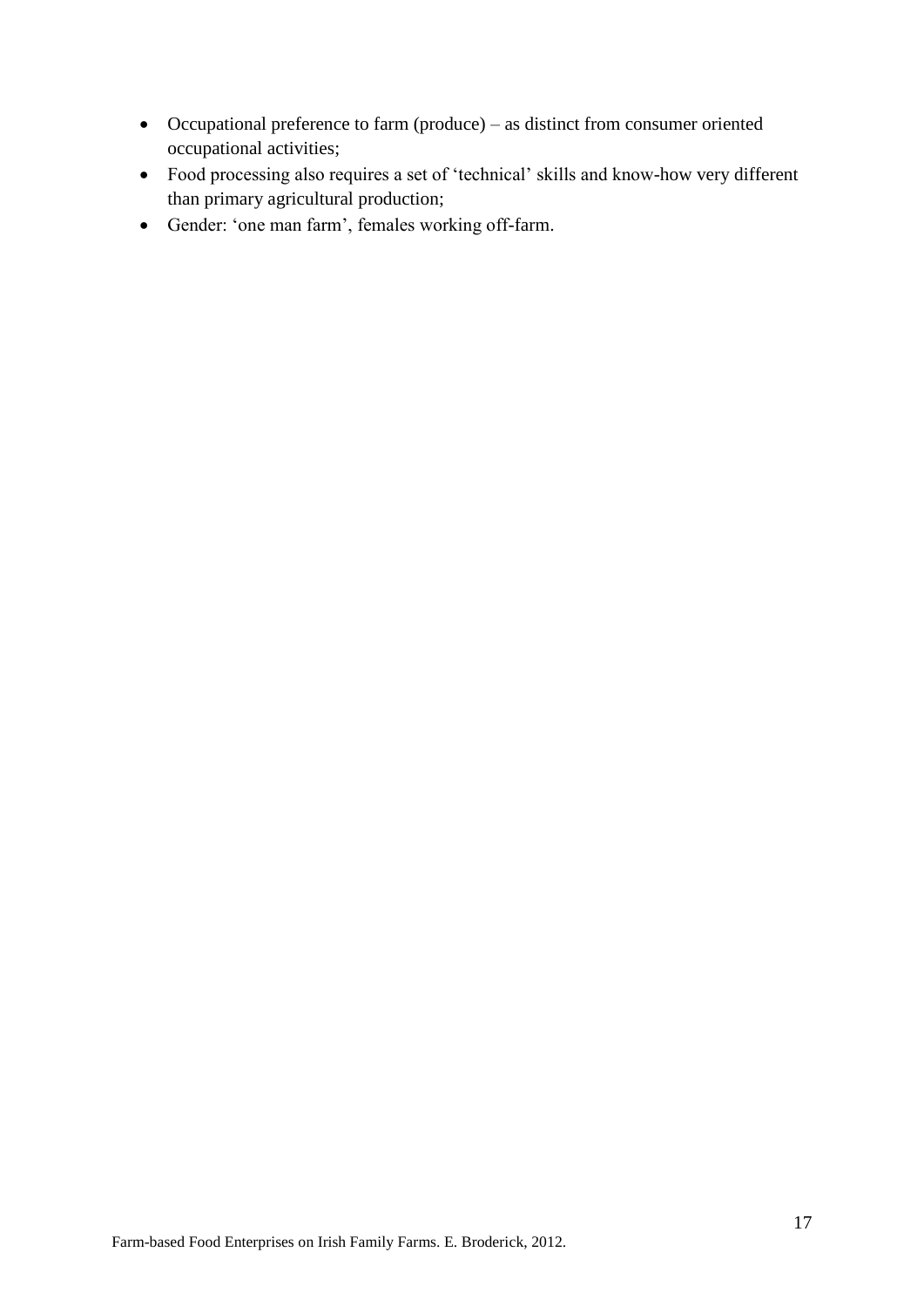- Occupational preference to farm (produce) – as distinct from consumer oriented occupational activities;
- Food processing also requires a set of 'technical' skills and know-how very different than primary agricultural production;
- Gender: 'one man farm', females working off-farm.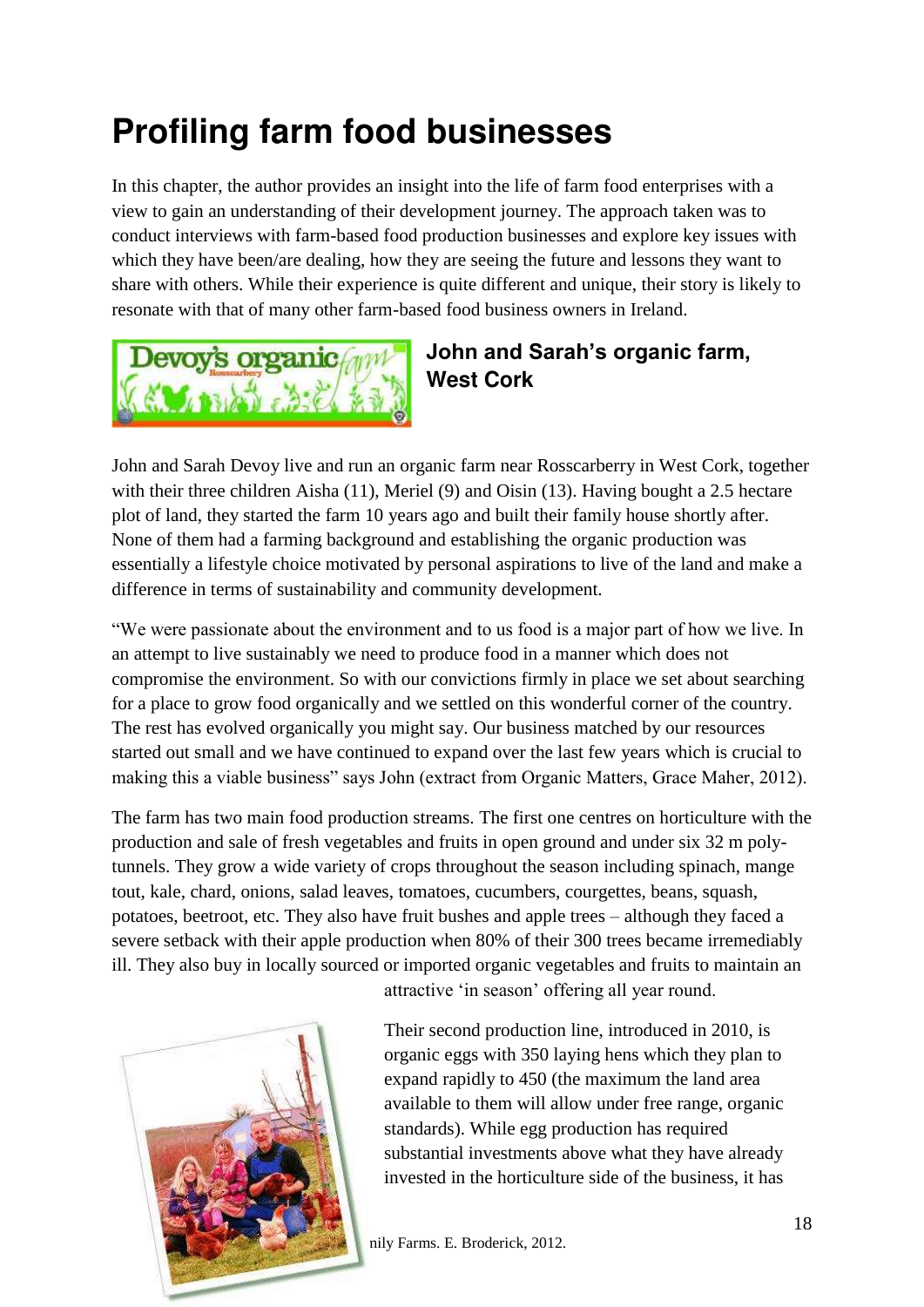# Profiling farm food businesses

In this chapter, the author provides an insight into the life of farm food enterprises with a view to gain an understanding of their development journey. The approach taken was to conduct interviews with farm-based food production businesses and explore key issues with which they have been/are dealing, how they are seeing the future and lessons they want to share with others. While their experience is quite different and unique, their story is likely to resonate with that of many other farm-based food business owners in Ireland.

## John and Sarah's organic farm, West Cork

John and Sarah Devoy live and run an organic farm near Rosscarberry in West Cork, together with their three children Aisha (11), Meriel (9) and Oisin (13). Having bought a 2.5 hectare plot of land, they started the farm 10 years ago and built their family house shortly after. None of them had a farming background and establishing the organic production was essentially a lifestyle choice motivated by personal aspirations to live of the land and make a difference in terms of sustainability and community development.

"We were passionate about the environment and to us food is a major part of how we live. In an attempt to live sustainably we need to produce food in a manner which does not compromise the environment. So with our convictions firmly in place we set about searching for a place to grow food organically and we settled on this wonderful corner of the country. The rest has evolved organically you might say. Our business matched by our resources started out small and we have continued to expand over the last few years which is crucial to making this a viable business" says John (extract from Organic Matters, Grace Maher, 2012).

The farm has two main food production streams. The first one centres on horticulture with the production and sale of fresh vegetables and fruits in open ground and under six 32 m poly-tunnels. They grow a wide variety of crops throughout the season including spinach, mange tout, kale, chard, onions, salad leaves, tomatoes, cucumbers, courgettes, beans, squash, potatoes, beetroot, etc. They also have fruit bushes and apple trees – although they faced a severe setback with their apple production when 80% of their 300 trees became irremediably ill. They also buy in locally sourced or imported organic vegetables and fruits to maintain an attractive 'in season' offering all year round.

Their second production line, introduced in 2010, is organic eggs with 350 laying hens which they plan to expand rapidly to 450 (the maximum the land area available to them will allow under free range, organic standards). While egg production has required substantial investments above what they have already invested in the horticulture side of the business, it has

nily Farms. E. Broderick, 2012.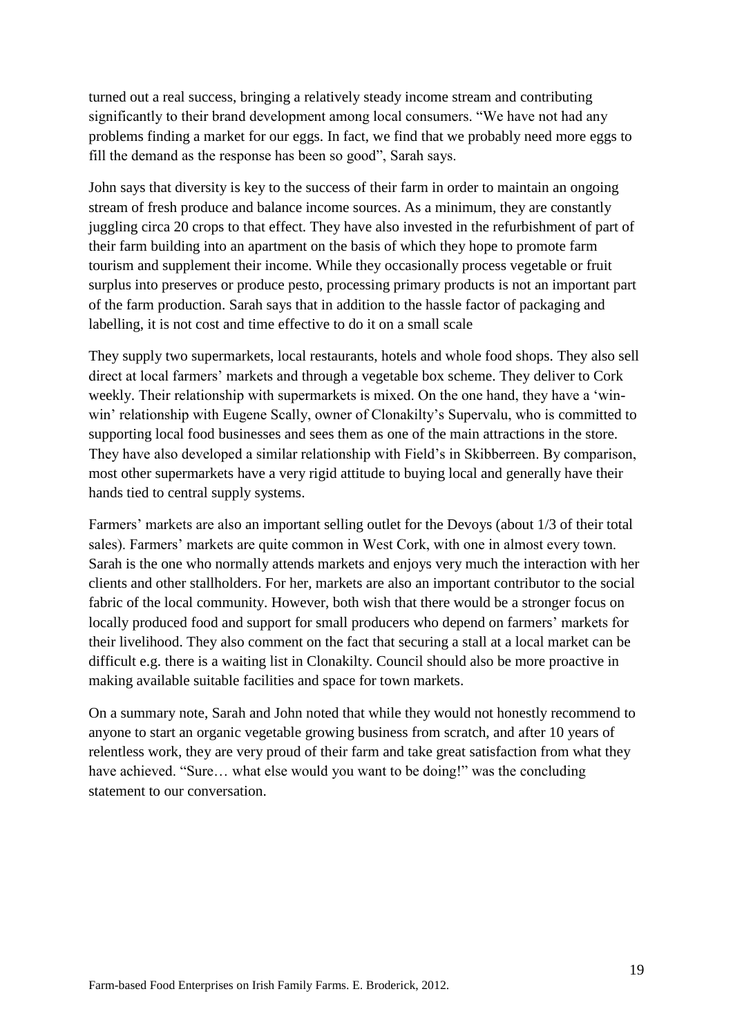turned out a real success, bringing a relatively steady income stream and contributing significantly to their brand development among local consumers. “We have not had any problems finding a market for our eggs. In fact, we find that we probably need more eggs to fill the demand as the response has been so good”, Sarah says.

John says that diversity is key to the success of their farm in order to maintain an ongoing stream of fresh produce and balance income sources. As a minimum, they are constantly juggling circa 20 crops to that effect. They have also invested in the refurbishment of part of their farm building into an apartment on the basis of which they hope to promote farm tourism and supplement their income. While they occasionally process vegetable or fruit surplus into preserves or produce pesto, processing primary products is not an important part of the farm production. Sarah says that in addition to the hassle factor of packaging and labelling, it is not cost and time effective to do it on a small scale

They supply two supermarkets, local restaurants, hotels and whole food shops. They also sell direct at local farmers' markets and through a vegetable box scheme. They deliver to Cork weekly. Their relationship with supermarkets is mixed. On the one hand, they have a 'win-win' relationship with Eugene Scally, owner of Clonakilty's Supervalu, who is committed to supporting local food businesses and sees them as one of the main attractions in the store. They have also developed a similar relationship with Field's in Skibberreen. By comparison, most other supermarkets have a very rigid attitude to buying local and generally have their hands tied to central supply systems.

Farmers' markets are also an important selling outlet for the Devoys (about 1/3 of their total sales). Farmers' markets are quite common in West Cork, with one in almost every town. Sarah is the one who normally attends markets and enjoys very much the interaction with her clients and other stallholders. For her, markets are also an important contributor to the social fabric of the local community. However, both wish that there would be a stronger focus on locally produced food and support for small producers who depend on farmers' markets for their livelihood. They also comment on the fact that securing a stall at a local market can be difficult e.g. there is a waiting list in Clonakilty. Council should also be more proactive in making available suitable facilities and space for town markets.

On a summary note, Sarah and John noted that while they would not honestly recommend to anyone to start an organic vegetable growing business from scratch, and after 10 years of relentless work, they are very proud of their farm and take great satisfaction from what they have achieved. “Sure… what else would you want to be doing!” was the concluding statement to our conversation.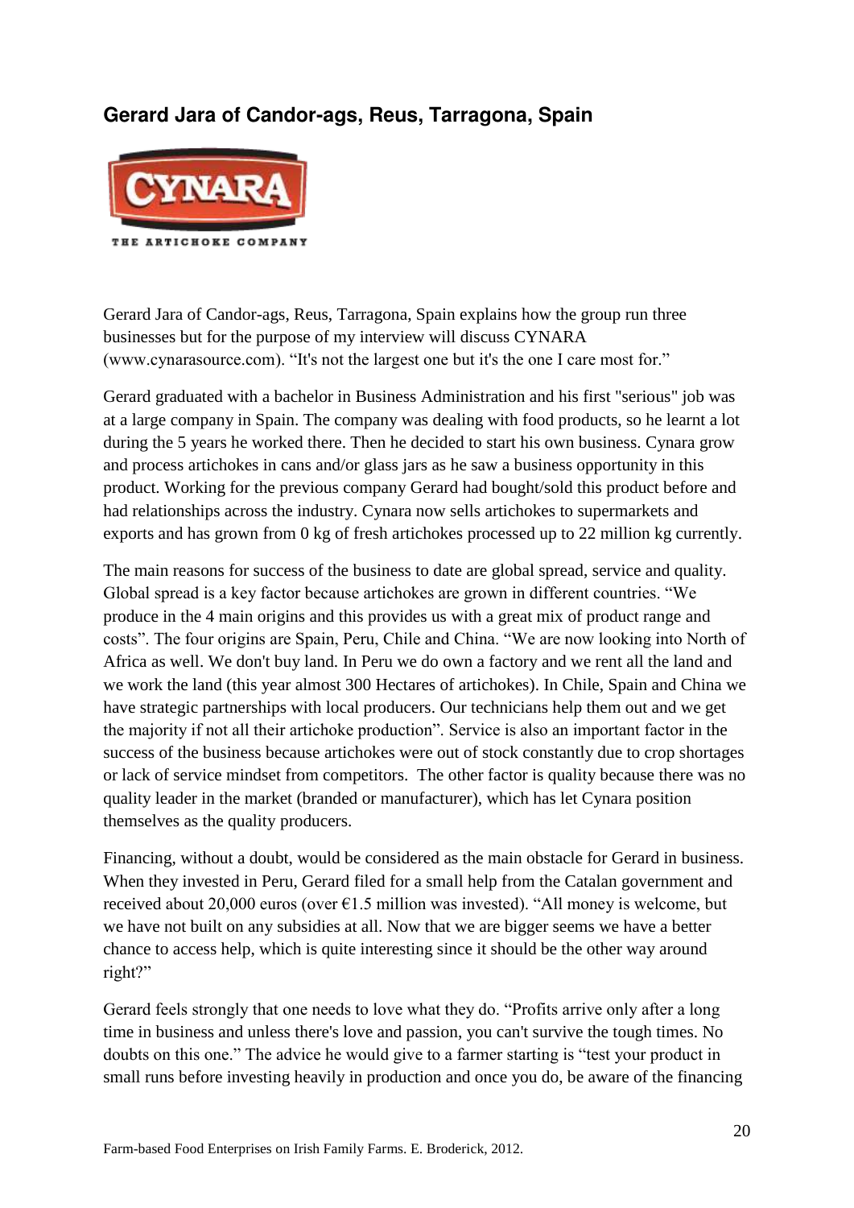## Gerard Jara of Candor-ags, Reus, Tarragona, Spain

Gerard Jara of Candor-ags, Reus, Tarragona, Spain explains how the group run three businesses but for the purpose of my interview will discuss CYNARA (www.cynarasource.com). “It's not the largest one but it's the one I care most for.”

Gerard graduated with a bachelor in Business Administration and his first "serious" job was at a large company in Spain. The company was dealing with food products, so he learnt a lot during the 5 years he worked there. Then he decided to start his own business. Cynara grow and process artichokes in cans and/or glass jars as he saw a business opportunity in this product. Working for the previous company Gerard had bought/sold this product before and had relationships across the industry. Cynara now sells artichokes to supermarkets and exports and has grown from 0 kg of fresh artichokes processed up to 22 million kg currently.

The main reasons for success of the business to date are global spread, service and quality. Global spread is a key factor because artichokes are grown in different countries. “We produce in the 4 main origins and this provides us with a great mix of product range and costs”. The four origins are Spain, Peru, Chile and China. “We are now looking into North of Africa as well. We don't buy land. In Peru we do own a factory and we rent all the land and we work the land (this year almost 300 Hectares of artichokes). In Chile, Spain and China we have strategic partnerships with local producers. Our technicians help them out and we get the majority if not all their artichoke production”. Service is also an important factor in the success of the business because artichokes were out of stock constantly due to crop shortages or lack of service mindset from competitors. The other factor is quality because there was no quality leader in the market (branded or manufacturer), which has let Cynara position themselves as the quality producers.

Financing, without a doubt, would be considered as the main obstacle for Gerard in business. When they invested in Peru, Gerard filed for a small help from the Catalan government and received about 20,000 euros (over €1.5 million was invested). “All money is welcome, but we have not built on any subsidies at all. Now that we are bigger seems we have a better chance to access help, which is quite interesting since it should be the other way around right?”

Gerard feels strongly that one needs to love what they do. “Profits arrive only after a long time in business and unless there's love and passion, you can't survive the tough times. No doubts on this one.” The advice he would give to a farmer starting is “test your product in small runs before investing heavily in production and once you do, be aware of the financing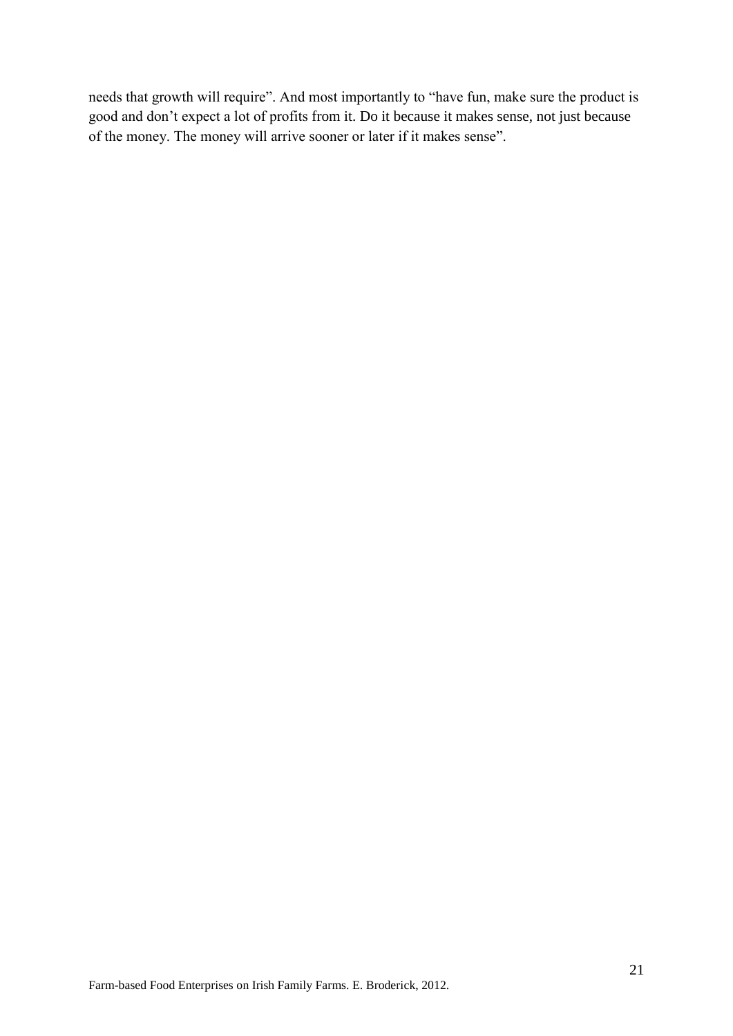needs that growth will require". And most importantly to "have fun, make sure the product is good and don't expect a lot of profits from it. Do it because it makes sense, not just because of the money. The money will arrive sooner or later if it makes sense".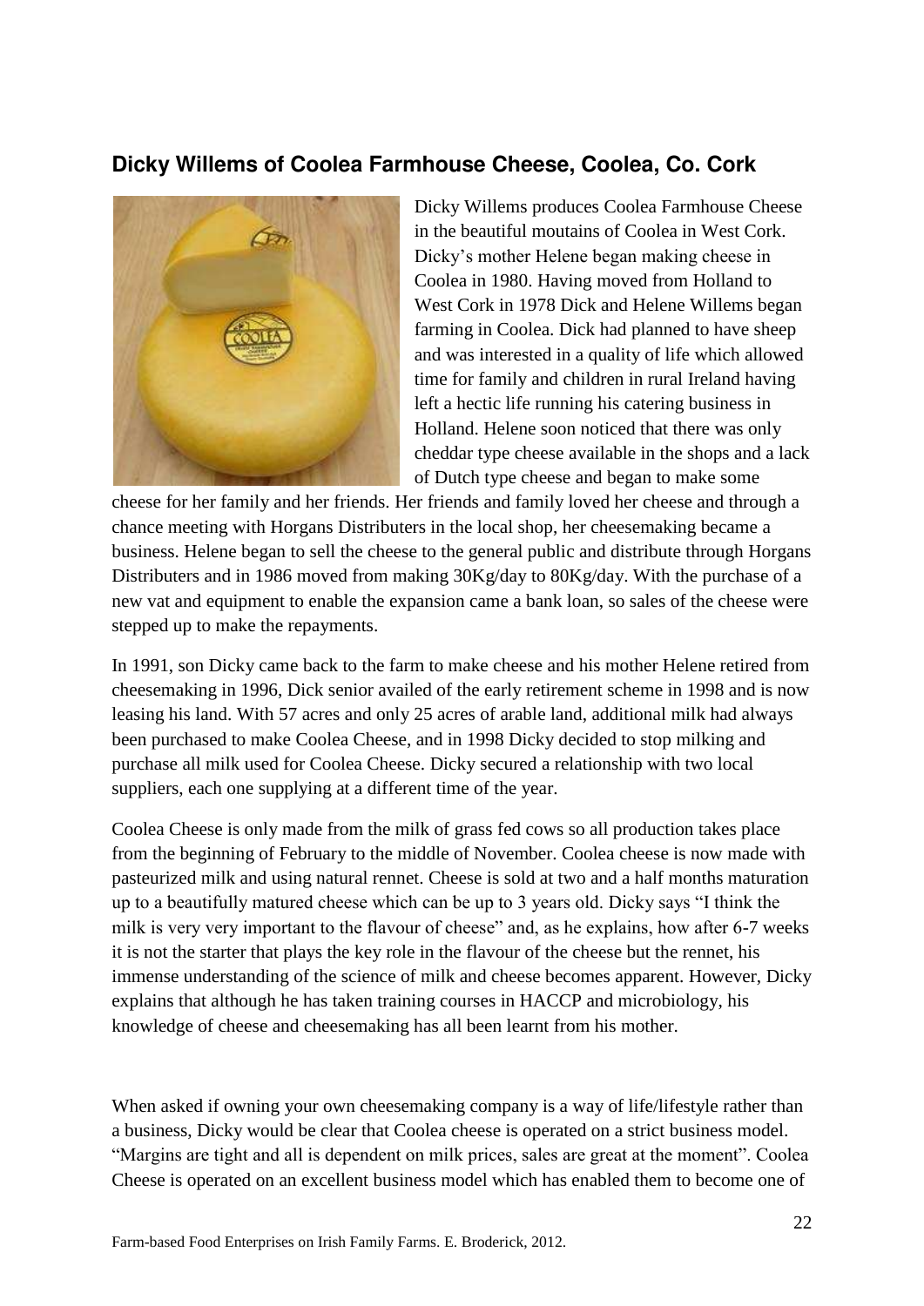## Dicky Willems of Coolea Farmhouse Cheese, Coolea, Co. Cork

Dicky Willems produces Coolea Farmhouse Cheese in the beautiful moutains of Coolea in West Cork. Dicky's mother Helene began making cheese in Coolea in 1980. Having moved from Holland to West Cork in 1978 Dick and Helene Willems began farming in Coolea. Dick had planned to have sheep and was interested in a quality of life which allowed time for family and children in rural Ireland having left a hectic life running his catering business in Holland. Helene soon noticed that there was only cheddar type cheese available in the shops and a lack of Dutch type cheese and began to make some cheese for her family and her friends. Her friends and family loved her cheese and through a chance meeting with Horgans Distributers in the local shop, her cheesemaking became a business. Helene began to sell the cheese to the general public and distribute through Horgans Distributers and in 1986 moved from making 30Kg/day to 80Kg/day. With the purchase of a new vat and equipment to enable the expansion came a bank loan, so sales of the cheese were stepped up to make the repayments.

In 1991, son Dicky came back to the farm to make cheese and his mother Helene retired from cheesemaking in 1996, Dick senior availed of the early retirement scheme in 1998 and is now leasing his land. With 57 acres and only 25 acres of arable land, additional milk had always been purchased to make Coolea Cheese, and in 1998 Dicky decided to stop milking and purchase all milk used for Coolea Cheese. Dicky secured a relationship with two local suppliers, each one supplying at a different time of the year.

Coolea Cheese is only made from the milk of grass fed cows so all production takes place from the beginning of February to the middle of November. Coolea cheese is now made with pasteurized milk and using natural rennet. Cheese is sold at two and a half months maturation up to a beautifully matured cheese which can be up to 3 years old. Dicky says "I think the milk is very very important to the flavour of cheese" and, as he explains, how after 6-7 weeks it is not the starter that plays the key role in the flavour of the cheese but the rennet, his immense understanding of the science of milk and cheese becomes apparent. However, Dicky explains that although he has taken training courses in HACCP and microbiology, his knowledge of cheese and cheesemaking has all been learnt from his mother.

When asked if owning your own cheesemaking company is a way of life/lifestyle rather than a business, Dicky would be clear that Coolea cheese is operated on a strict business model. "Margins are tight and all is dependent on milk prices, sales are great at the moment". Coolea Cheese is operated on an excellent business model which has enabled them to become one of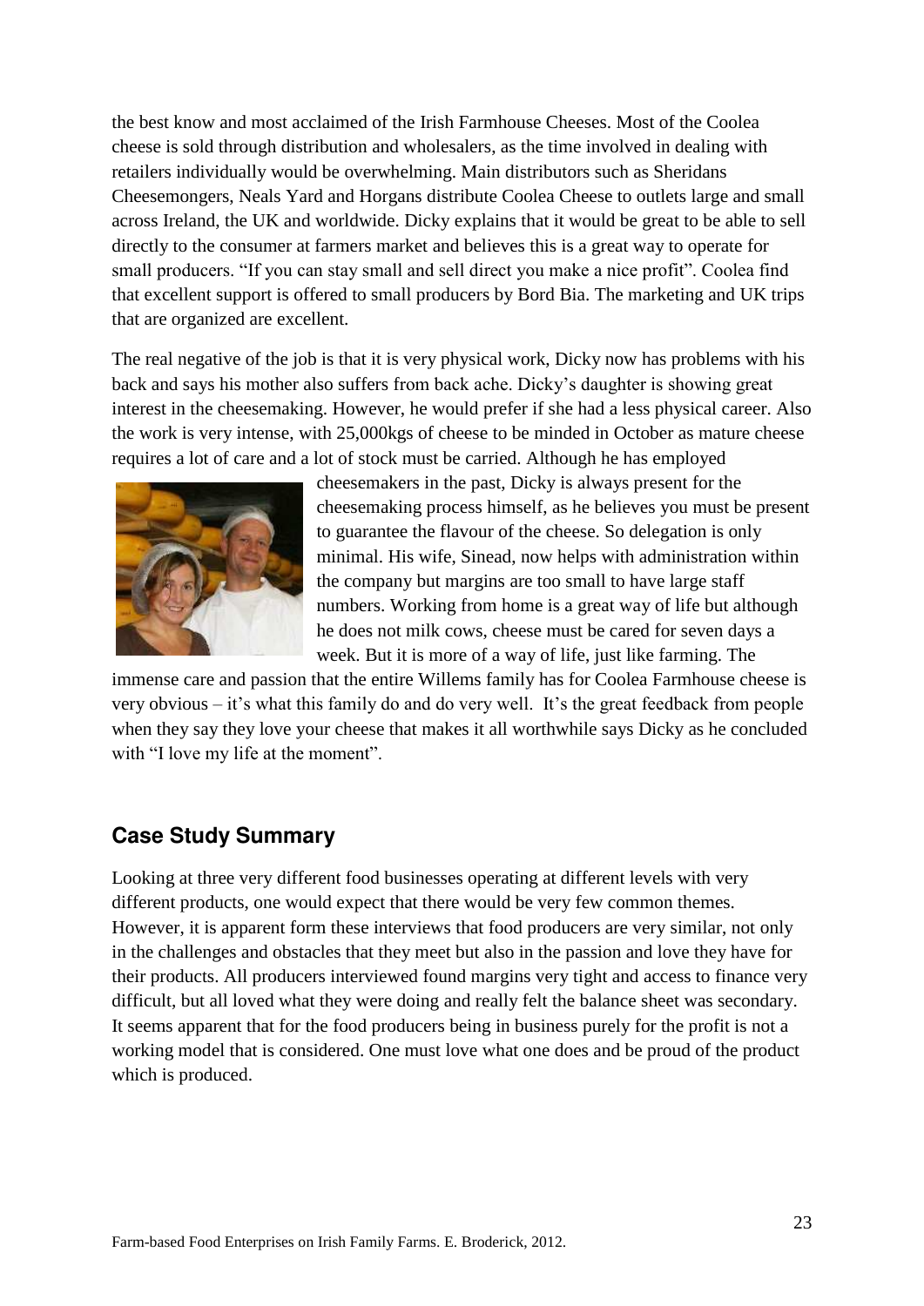the best know and most acclaimed of the Irish Farmhouse Cheeses. Most of the Coolea cheese is sold through distribution and wholesalers, as the time involved in dealing with retailers individually would be overwhelming. Main distributors such as Sheridans Cheesemongers, Neals Yard and Horgans distribute Coolea Cheese to outlets large and small across Ireland, the UK and worldwide. Dicky explains that it would be great to be able to sell directly to the consumer at farmers market and believes this is a great way to operate for small producers. "If you can stay small and sell direct you make a nice profit". Coolea find that excellent support is offered to small producers by Bord Bia. The marketing and UK trips that are organized are excellent.

The real negative of the job is that it is very physical work, Dicky now has problems with his back and says his mother also suffers from back ache. Dicky's daughter is showing great interest in the cheesemaking. However, he would prefer if she had a less physical career. Also the work is very intense, with 25,000kgs of cheese to be minded in October as mature cheese requires a lot of care and a lot of stock must be carried. Although he has employed cheesemakers in the past, Dicky is always present for the cheesemaking process himself, as he believes you must be present to guarantee the flavour of the cheese. So delegation is only minimal. His wife, Sinead, now helps with administration within the company but margins are too small to have large staff numbers. Working from home is a great way of life but although he does not milk cows, cheese must be cared for seven days a week. But it is more of a way of life, just like farming. The immense care and passion that the entire Willems family has for Coolea Farmhouse cheese is very obvious – it's what this family do and do very well. It's the great feedback from people when they say they love your cheese that makes it all worthwhile says Dicky as he concluded with "I love my life at the moment".

## Case Study Summary

Looking at three very different food businesses operating at different levels with very different products, one would expect that there would be very few common themes. However, it is apparent form these interviews that food producers are very similar, not only in the challenges and obstacles that they meet but also in the passion and love they have for their products. All producers interviewed found margins very tight and access to finance very difficult, but all loved what they were doing and really felt the balance sheet was secondary. It seems apparent that for the food producers being in business purely for the profit is not a working model that is considered. One must love what one does and be proud of the product which is produced.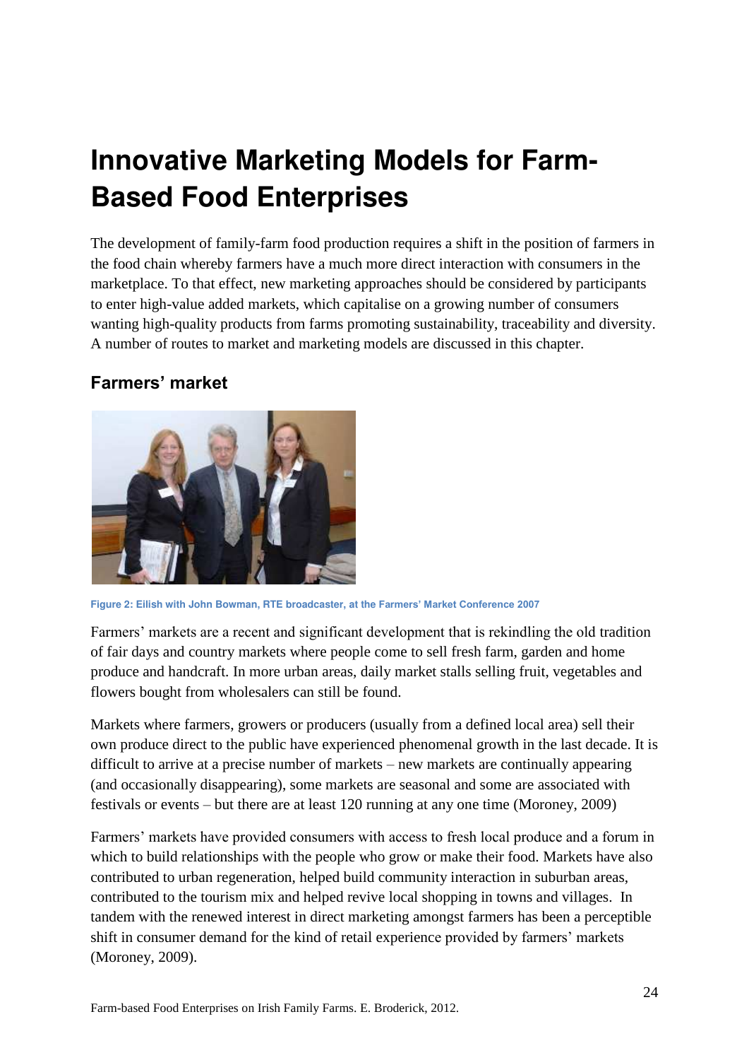# Innovative Marketing Models for Farm-Based Food Enterprises

The development of family-farm food production requires a shift in the position of farmers in the food chain whereby farmers have a much more direct interaction with consumers in the marketplace. To that effect, new marketing approaches should be considered by participants to enter high-value added markets, which capitalise on a growing number of consumers wanting high-quality products from farms promoting sustainability, traceability and diversity. A number of routes to market and marketing models are discussed in this chapter.

## Farmers' market

Figure 2: Eilish with John Bowman, RTE broadcaster, at the Farmers' Market Conference 2007

Farmers' markets are a recent and significant development that is rekindling the old tradition of fair days and country markets where people come to sell fresh farm, garden and home produce and handcraft. In more urban areas, daily market stalls selling fruit, vegetables and flowers bought from wholesalers can still be found.

Markets where farmers, growers or producers (usually from a defined local area) sell their own produce direct to the public have experienced phenomenal growth in the last decade. It is difficult to arrive at a precise number of markets – new markets are continually appearing (and occasionally disappearing), some markets are seasonal and some are associated with festivals or events – but there are at least 120 running at any one time (Moroney, 2009)

Farmers' markets have provided consumers with access to fresh local produce and a forum in which to build relationships with the people who grow or make their food. Markets have also contributed to urban regeneration, helped build community interaction in suburban areas, contributed to the tourism mix and helped revive local shopping in towns and villages. In tandem with the renewed interest in direct marketing amongst farmers has been a perceptible shift in consumer demand for the kind of retail experience provided by farmers' markets (Moroney, 2009).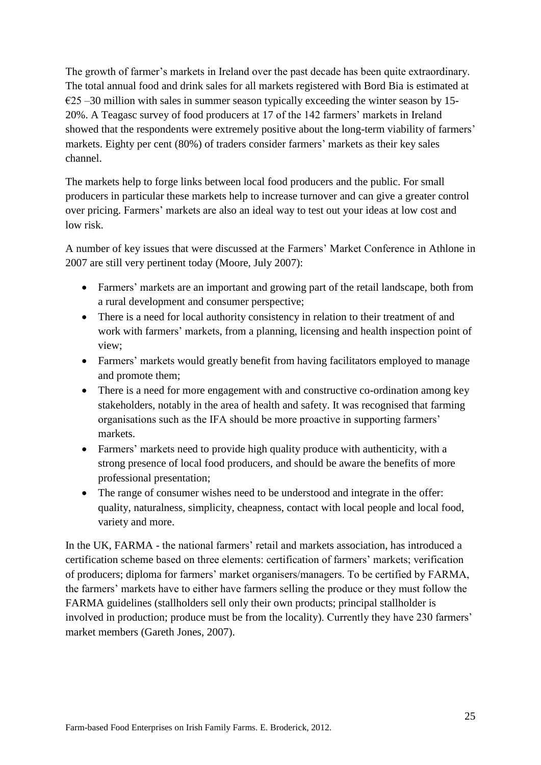The growth of farmer's markets in Ireland over the past decade has been quite extraordinary. The total annual food and drink sales for all markets registered with Bord Bia is estimated at €25 –30 million with sales in summer season typically exceeding the winter season by 15-20%. A Teagasc survey of food producers at 17 of the 142 farmers' markets in Ireland showed that the respondents were extremely positive about the long-term viability of farmers' markets. Eighty per cent (80%) of traders consider farmers' markets as their key sales channel.

The markets help to forge links between local food producers and the public. For small producers in particular these markets help to increase turnover and can give a greater control over pricing. Farmers' markets are also an ideal way to test out your ideas at low cost and low risk.

A number of key issues that were discussed at the Farmers' Market Conference in Athlone in 2007 are still very pertinent today (Moore, July 2007):

- Farmers' markets are an important and growing part of the retail landscape, both from a rural development and consumer perspective;
- There is a need for local authority consistency in relation to their treatment of and work with farmers' markets, from a planning, licensing and health inspection point of view;
- Farmers' markets would greatly benefit from having facilitators employed to manage and promote them;
- There is a need for more engagement with and constructive co-ordination among key stakeholders, notably in the area of health and safety. It was recognised that farming organisations such as the IFA should be more proactive in supporting farmers' markets.
- Farmers' markets need to provide high quality produce with authenticity, with a strong presence of local food producers, and should be aware the benefits of more professional presentation;
- The range of consumer wishes need to be understood and integrate in the offer: quality, naturalness, simplicity, cheapness, contact with local people and local food, variety and more.

In the UK, FARMA - the national farmers' retail and markets association, has introduced a certification scheme based on three elements: certification of farmers' markets; verification of producers; diploma for farmers' market organisers/managers. To be certified by FARMA, the farmers' markets have to either have farmers selling the produce or they must follow the FARMA guidelines (stallholders sell only their own products; principal stallholder is involved in production; produce must be from the locality). Currently they have 230 farmers' market members (Gareth Jones, 2007).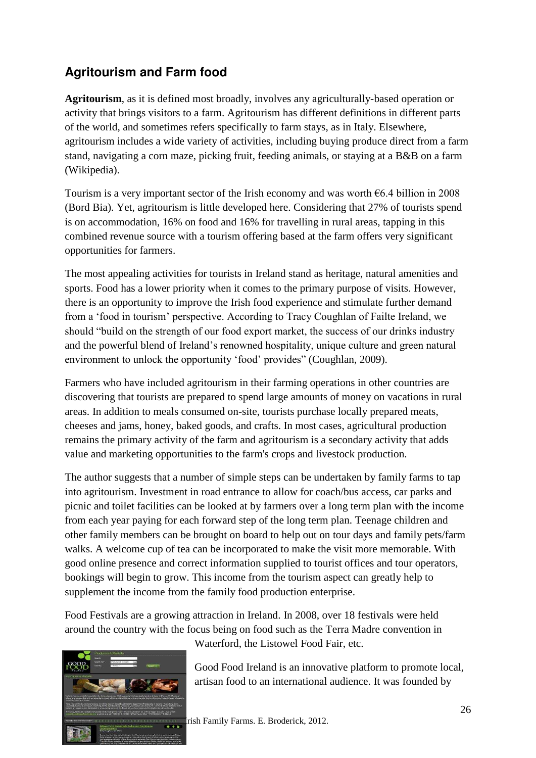## Agritourism and Farm food

**Agritourism**, as it is defined most broadly, involves any agriculturally-based operation or activity that brings visitors to a farm. Agritourism has different definitions in different parts of the world, and sometimes refers specifically to farm stays, as in Italy. Elsewhere, agritourism includes a wide variety of activities, including buying produce direct from a farm stand, navigating a corn maze, picking fruit, feeding animals, or staying at a B&B on a farm (Wikipedia).

Tourism is a very important sector of the Irish economy and was worth €6.4 billion in 2008 (Bord Bia). Yet, agritourism is little developed here. Considering that 27% of tourists spend is on accommodation, 16% on food and 16% for travelling in rural areas, tapping in this combined revenue source with a tourism offering based at the farm offers very significant opportunities for farmers.

The most appealing activities for tourists in Ireland stand as heritage, natural amenities and sports. Food has a lower priority when it comes to the primary purpose of visits. However, there is an opportunity to improve the Irish food experience and stimulate further demand from a 'food in tourism' perspective. According to Tracy Coughlan of Failte Ireland, we should "build on the strength of our food export market, the success of our drinks industry and the powerful blend of Ireland's renowned hospitality, unique culture and green natural environment to unlock the opportunity 'food' provides" (Coughlan, 2009).

Farmers who have included agritourism in their farming operations in other countries are discovering that tourists are prepared to spend large amounts of money on vacations in rural areas. In addition to meals consumed on-site, tourists purchase locally prepared meats, cheeses and jams, honey, baked goods, and crafts. In most cases, agricultural production remains the primary activity of the farm and agritourism is a secondary activity that adds value and marketing opportunities to the farm's crops and livestock production.

The author suggests that a number of simple steps can be undertaken by family farms to tap into agritourism. Investment in road entrance to allow for coach/bus access, car parks and picnic and toilet facilities can be looked at by farmers over a long term plan with the income from each year paying for each forward step of the long term plan. Teenage children and other family members can be brought on board to help out on tour days and family pets/farm walks. A welcome cup of tea can be incorporated to make the visit more memorable. With good online presence and correct information supplied to tourist offices and tour operators, bookings will begin to grow. This income from the tourism aspect can greatly help to supplement the income from the family food production enterprise.

Food Festivals are a growing attraction in Ireland. In 2008, over 18 festivals were held around the country with the focus being on food such as the Terra Madre convention in Waterford, the Listowel Food Fair, etc.

Good Food Ireland is an innovative platform to promote local, artisan food to an international audience. It was founded by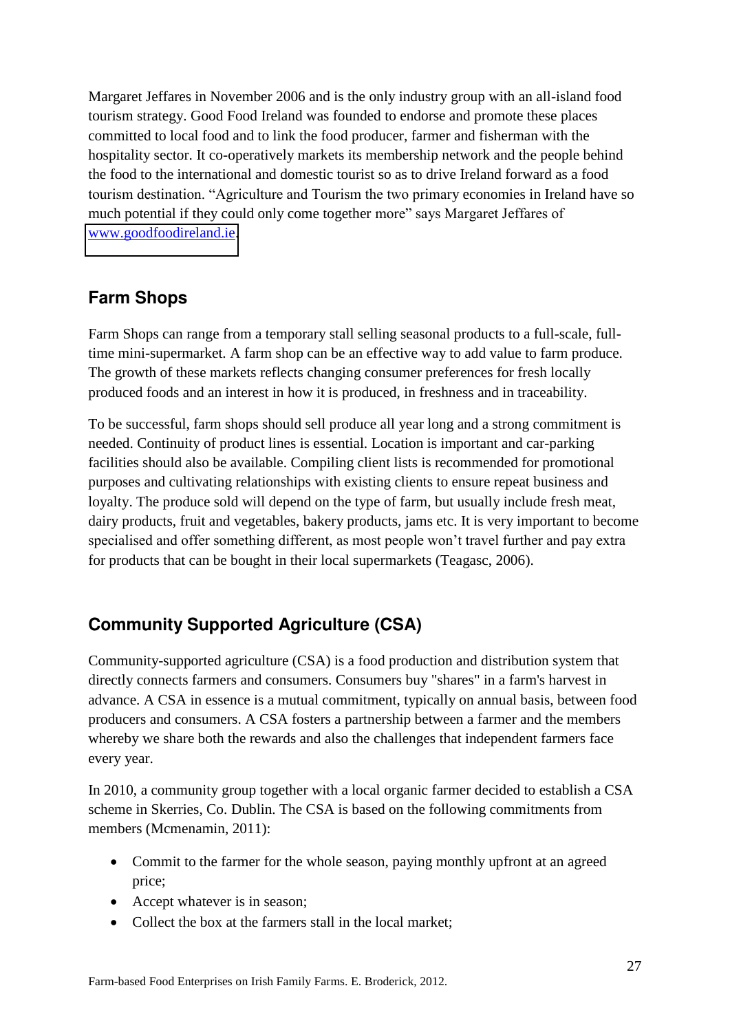Margaret Jeffares in November 2006 and is the only industry group with an all-island food tourism strategy. Good Food Ireland was founded to endorse and promote these places committed to local food and to link the food producer, farmer and fisherman with the hospitality sector. It co-operatively markets its membership network and the people behind the food to the international and domestic tourist so as to drive Ireland forward as a food tourism destination. "Agriculture and Tourism the two primary economies in Ireland have so much potential if they could only come together more" says Margaret Jeffares of www.goodfoodireland.ie.

## Farm Shops

Farm Shops can range from a temporary stall selling seasonal products to a full-scale, full-time mini-supermarket. A farm shop can be an effective way to add value to farm produce. The growth of these markets reflects changing consumer preferences for fresh locally produced foods and an interest in how it is produced, in freshness and in traceability.

To be successful, farm shops should sell produce all year long and a strong commitment is needed. Continuity of product lines is essential. Location is important and car-parking facilities should also be available. Compiling client lists is recommended for promotional purposes and cultivating relationships with existing clients to ensure repeat business and loyalty. The produce sold will depend on the type of farm, but usually include fresh meat, dairy products, fruit and vegetables, bakery products, jams etc. It is very important to become specialised and offer something different, as most people won't travel further and pay extra for products that can be bought in their local supermarkets (Teagasc, 2006).

## Community Supported Agriculture (CSA)

Community-supported agriculture (CSA) is a food production and distribution system that directly connects farmers and consumers. Consumers buy "shares" in a farm's harvest in advance. A CSA in essence is a mutual commitment, typically on annual basis, between food producers and consumers. A CSA fosters a partnership between a farmer and the members whereby we share both the rewards and also the challenges that independent farmers face every year.

In 2010, a community group together with a local organic farmer decided to establish a CSA scheme in Skerries, Co. Dublin. The CSA is based on the following commitments from members (Mcmenamin, 2011):

- Commit to the farmer for the whole season, paying monthly upfront at an agreed price;
- Accept whatever is in season;
- Collect the box at the farmers stall in the local market;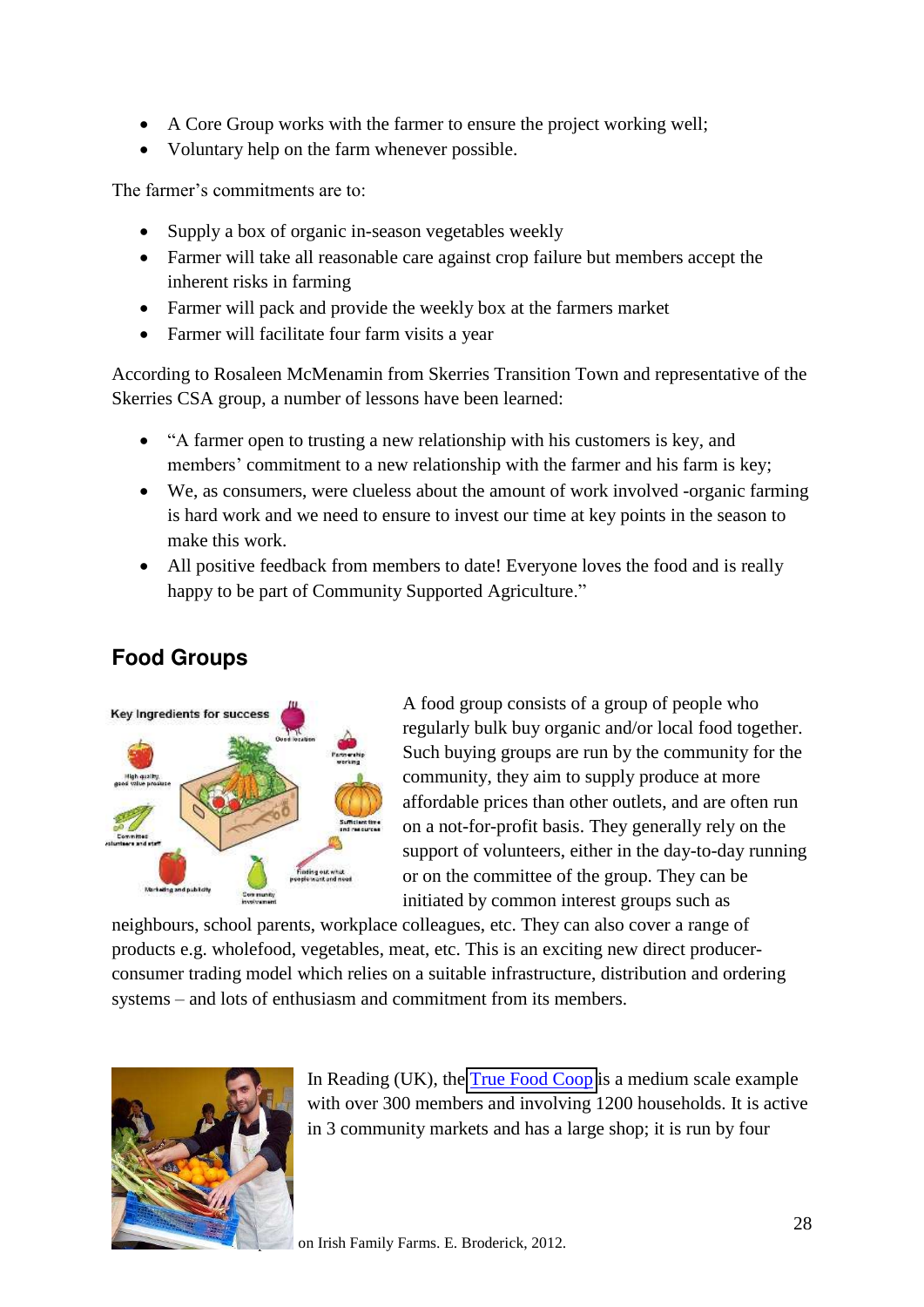- A Core Group works with the farmer to ensure the project working well;
- Voluntary help on the farm whenever possible.

The farmer's commitments are to:

- Supply a box of organic in-season vegetables weekly
- Farmer will take all reasonable care against crop failure but members accept the inherent risks in farming
- Farmer will pack and provide the weekly box at the farmers market
- Farmer will facilitate four farm visits a year

According to Rosaleen McMenamin from Skerries Transition Town and representative of the Skerries CSA group, a number of lessons have been learned:

- "A farmer open to trusting a new relationship with his customers is key, and members' commitment to a new relationship with the farmer and his farm is key;
- We, as consumers, were clueless about the amount of work involved -organic farming is hard work and we need to ensure to invest our time at key points in the season to make this work.
- All positive feedback from members to date! Everyone loves the food and is really happy to be part of Community Supported Agriculture."

## Food Groups

A food group consists of a group of people who regularly bulk buy organic and/or local food together. Such buying groups are run by the community for the community, they aim to supply produce at more affordable prices than other outlets, and are often run on a not-for-profit basis. They generally rely on the support of volunteers, either in the day-to-day running or on the committee of the group. They can be initiated by common interest groups such as neighbours, school parents, workplace colleagues, etc. They can also cover a range of products e.g. wholefood, vegetables, meat, etc. This is an exciting new direct producer-consumer trading model which relies on a suitable infrastructure, distribution and ordering systems – and lots of enthusiasm and commitment from its members.

In Reading (UK), the True Food Coop is a medium scale example with over 300 members and involving 1200 households. It is active in 3 community markets and has a large shop; it is run by four

on Irish Family Farms. E. Broderick, 2012.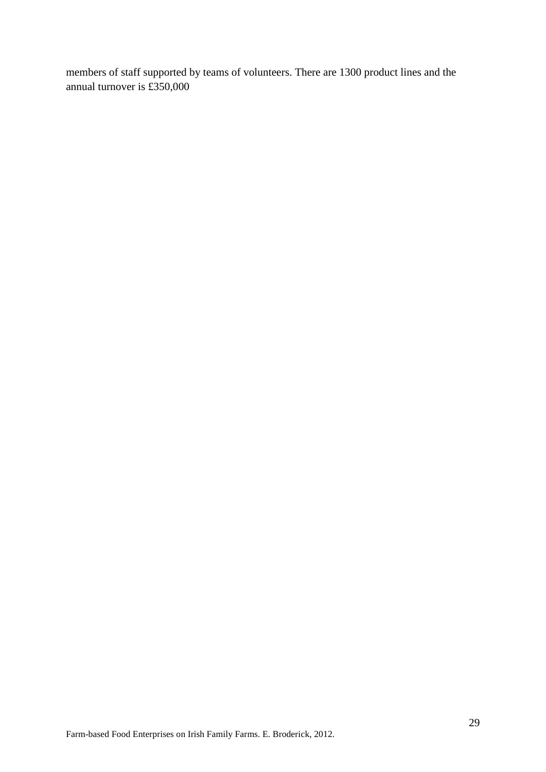members of staff supported by teams of volunteers. There are 1300 product lines and the annual turnover is £350,000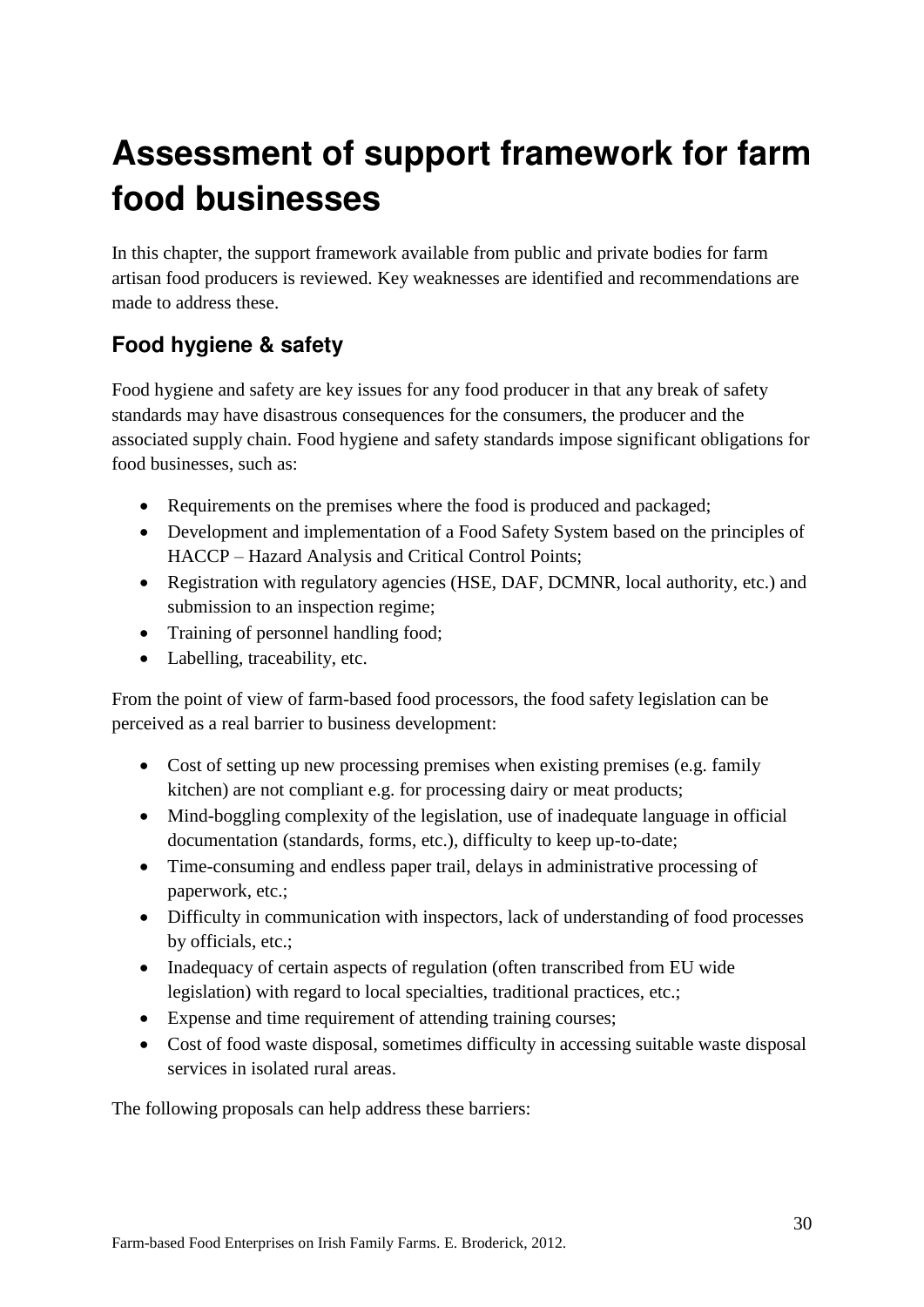# Assessment of support framework for farm food businesses

In this chapter, the support framework available from public and private bodies for farm artisan food producers is reviewed. Key weaknesses are identified and recommendations are made to address these.

## Food hygiene & safety

Food hygiene and safety are key issues for any food producer in that any break of safety standards may have disastrous consequences for the consumers, the producer and the associated supply chain. Food hygiene and safety standards impose significant obligations for food businesses, such as:

- Requirements on the premises where the food is produced and packaged;
- Development and implementation of a Food Safety System based on the principles of HACCP – Hazard Analysis and Critical Control Points;
- Registration with regulatory agencies (HSE, DAF, DCMNR, local authority, etc.) and submission to an inspection regime;
- Training of personnel handling food;
- Labelling, traceability, etc.

From the point of view of farm-based food processors, the food safety legislation can be perceived as a real barrier to business development:

- Cost of setting up new processing premises when existing premises (e.g. family kitchen) are not compliant e.g. for processing dairy or meat products;
- Mind-boggling complexity of the legislation, use of inadequate language in official documentation (standards, forms, etc.), difficulty to keep up-to-date;
- Time-consuming and endless paper trail, delays in administrative processing of paperwork, etc.;
- Difficulty in communication with inspectors, lack of understanding of food processes by officials, etc.;
- Inadequacy of certain aspects of regulation (often transcribed from EU wide legislation) with regard to local specialties, traditional practices, etc.;
- Expense and time requirement of attending training courses;
- Cost of food waste disposal, sometimes difficulty in accessing suitable waste disposal services in isolated rural areas.

The following proposals can help address these barriers: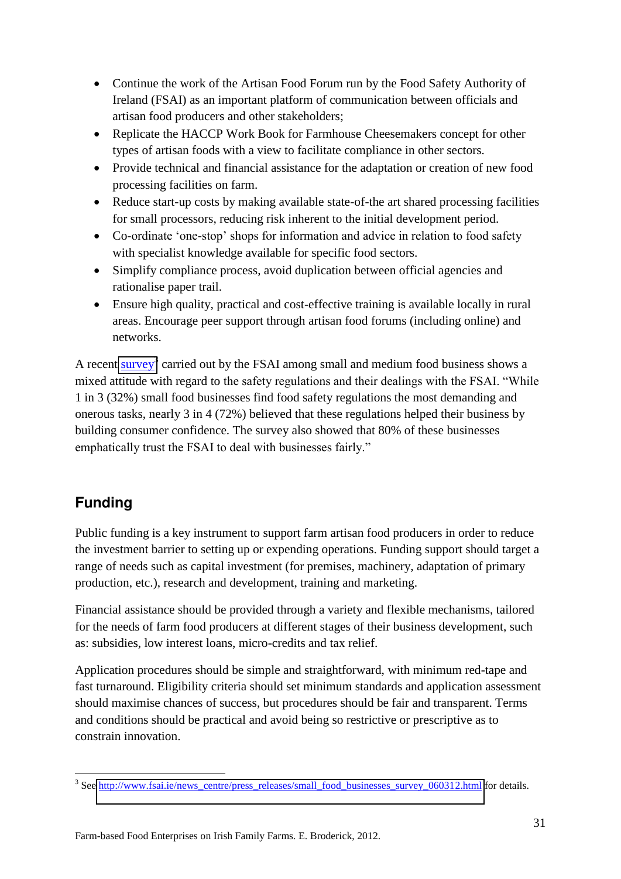- Continue the work of the Artisan Food Forum run by the Food Safety Authority of Ireland (FSAI) as an important platform of communication between officials and artisan food producers and other stakeholders;
- Replicate the HACCP Work Book for Farmhouse Cheesemakers concept for other types of artisan foods with a view to facilitate compliance in other sectors.
- Provide technical and financial assistance for the adaptation or creation of new food processing facilities on farm.
- Reduce start-up costs by making available state-of-the art shared processing facilities for small processors, reducing risk inherent to the initial development period.
- Co-ordinate 'one-stop' shops for information and advice in relation to food safety with specialist knowledge available for specific food sectors.
- Simplify compliance process, avoid duplication between official agencies and rationalise paper trail.
- Ensure high quality, practical and cost-effective training is available locally in rural areas. Encourage peer support through artisan food forums (including online) and networks.

A recent survey[3] carried out by the FSAI among small and medium food business shows a mixed attitude with regard to the safety regulations and their dealings with the FSAI. "While 1 in 3 (32%) small food businesses find food safety regulations the most demanding and onerous tasks, nearly 3 in 4 (72%) believed that these regulations helped their business by building consumer confidence. The survey also showed that 80% of these businesses emphatically trust the FSAI to deal with businesses fairly."

## Funding

Public funding is a key instrument to support farm artisan food producers in order to reduce the investment barrier to setting up or expending operations. Funding support should target a range of needs such as capital investment (for premises, machinery, adaptation of primary production, etc.), research and development, training and marketing.

Financial assistance should be provided through a variety and flexible mechanisms, tailored for the needs of farm food producers at different stages of their business development, such as: subsidies, low interest loans, micro-credits and tax relief.

Application procedures should be simple and straightforward, with minimum red-tape and fast turnaround. Eligibility criteria should set minimum standards and application assessment should maximise chances of success, but procedures should be fair and transparent. Terms and conditions should be practical and avoid being so restrictive or prescriptive as to constrain innovation.

[3] See http://www.fsai.ie/news_centre/press_releases/small_food_businesses_survey_060312.html for details.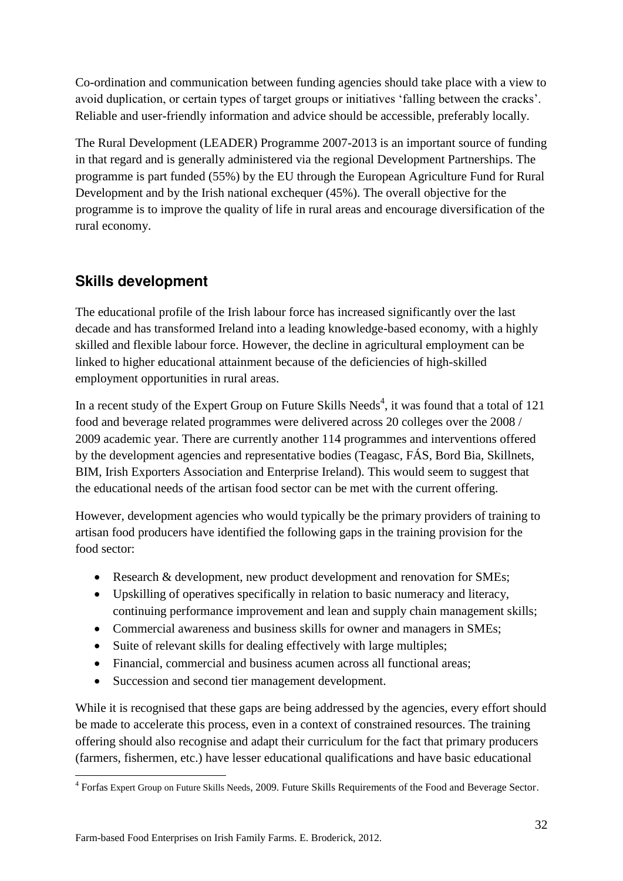Co-ordination and communication between funding agencies should take place with a view to avoid duplication, or certain types of target groups or initiatives 'falling between the cracks'. Reliable and user-friendly information and advice should be accessible, preferably locally.

The Rural Development (LEADER) Programme 2007-2013 is an important source of funding in that regard and is generally administered via the regional Development Partnerships. The programme is part funded (55%) by the EU through the European Agriculture Fund for Rural Development and by the Irish national exchequer (45%). The overall objective for the programme is to improve the quality of life in rural areas and encourage diversification of the rural economy.

## Skills development

The educational profile of the Irish labour force has increased significantly over the last decade and has transformed Ireland into a leading knowledge-based economy, with a highly skilled and flexible labour force. However, the decline in agricultural employment can be linked to higher educational attainment because of the deficiencies of high-skilled employment opportunities in rural areas.

In a recent study of the Expert Group on Future Skills Needs[4], it was found that a total of 121 food and beverage related programmes were delivered across 20 colleges over the 2008 / 2009 academic year. There are currently another 114 programmes and interventions offered by the development agencies and representative bodies (Teagasc, FÁS, Bord Bia, Skillnets, BIM, Irish Exporters Association and Enterprise Ireland). This would seem to suggest that the educational needs of the artisan food sector can be met with the current offering.

However, development agencies who would typically be the primary providers of training to artisan food producers have identified the following gaps in the training provision for the food sector:

- Research & development, new product development and renovation for SMEs;
- Upskilling of operatives specifically in relation to basic numeracy and literacy, continuing performance improvement and lean and supply chain management skills;
- Commercial awareness and business skills for owner and managers in SMEs;
- Suite of relevant skills for dealing effectively with large multiples;
- Financial, commercial and business acumen across all functional areas;
- Succession and second tier management development.

While it is recognised that these gaps are being addressed by the agencies, every effort should be made to accelerate this process, even in a context of constrained resources. The training offering should also recognise and adapt their curriculum for the fact that primary producers (farmers, fishermen, etc.) have lesser educational qualifications and have basic educational

[4] Forfas Expert Group on Future Skills Needs, 2009. Future Skills Requirements of the Food and Beverage Sector.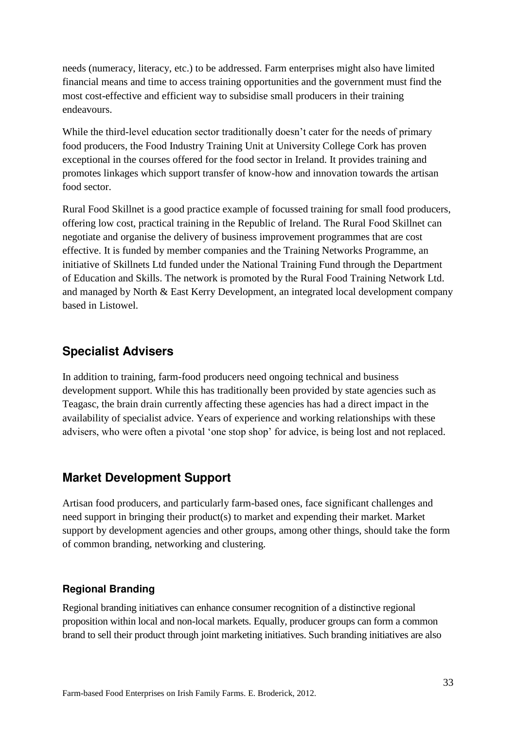needs (numeracy, literacy, etc.) to be addressed. Farm enterprises might also have limited financial means and time to access training opportunities and the government must find the most cost-effective and efficient way to subsidise small producers in their training endeavours.

While the third-level education sector traditionally doesn't cater for the needs of primary food producers, the Food Industry Training Unit at University College Cork has proven exceptional in the courses offered for the food sector in Ireland. It provides training and promotes linkages which support transfer of know-how and innovation towards the artisan food sector.

Rural Food Skillnet is a good practice example of focussed training for small food producers, offering low cost, practical training in the Republic of Ireland. The Rural Food Skillnet can negotiate and organise the delivery of business improvement programmes that are cost effective. It is funded by member companies and the Training Networks Programme, an initiative of Skillnets Ltd funded under the National Training Fund through the Department of Education and Skills. The network is promoted by the Rural Food Training Network Ltd. and managed by North & East Kerry Development, an integrated local development company based in Listowel.

## Specialist Advisers

In addition to training, farm-food producers need ongoing technical and business development support. While this has traditionally been provided by state agencies such as Teagasc, the brain drain currently affecting these agencies has had a direct impact in the availability of specialist advice. Years of experience and working relationships with these advisers, who were often a pivotal 'one stop shop' for advice, is being lost and not replaced.

## Market Development Support

Artisan food producers, and particularly farm-based ones, face significant challenges and need support in bringing their product(s) to market and expending their market. Market support by development agencies and other groups, among other things, should take the form of common branding, networking and clustering.

### Regional Branding

Regional branding initiatives can enhance consumer recognition of a distinctive regional proposition within local and non-local markets. Equally, producer groups can form a common brand to sell their product through joint marketing initiatives. Such branding initiatives are also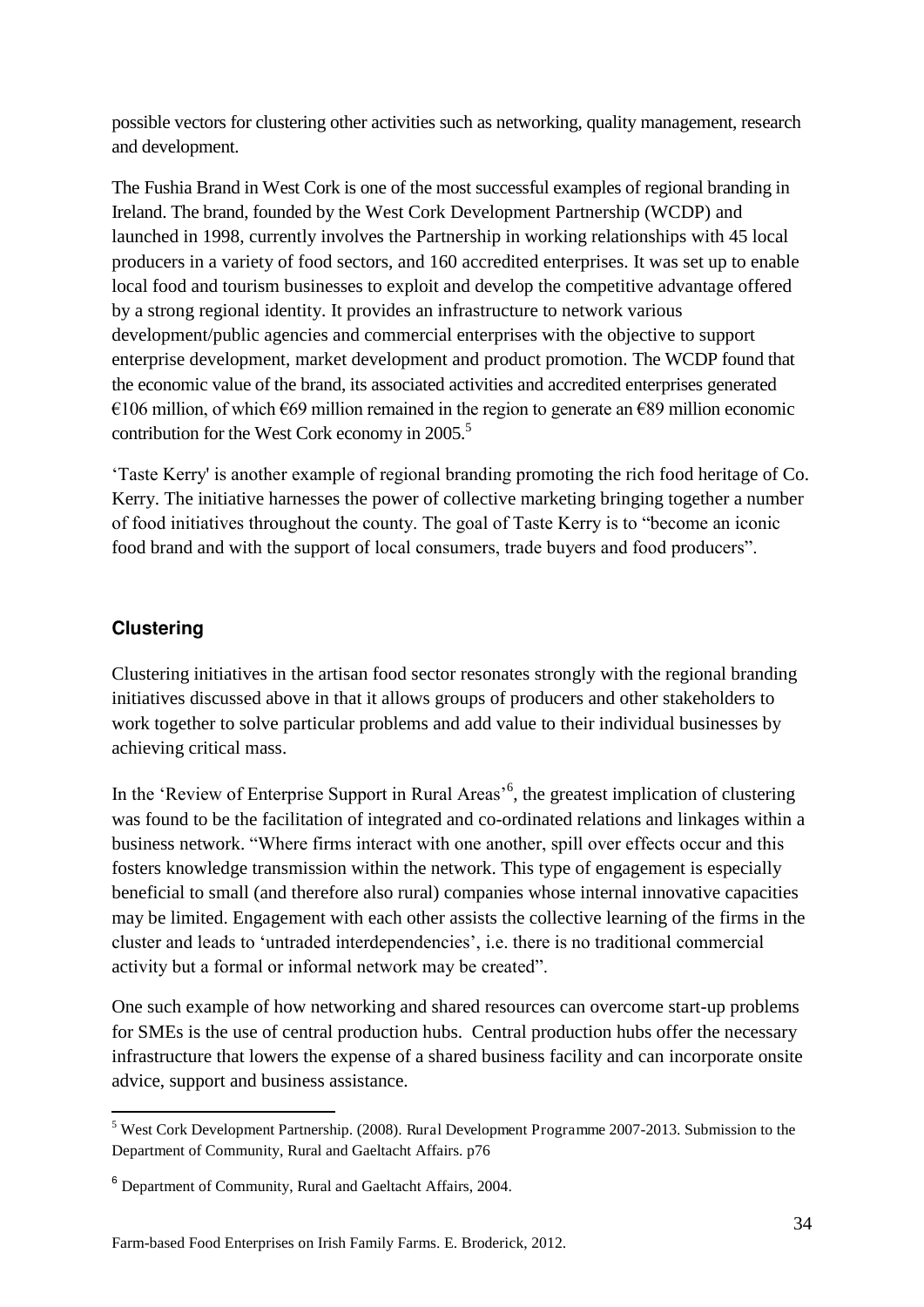possible vectors for clustering other activities such as networking, quality management, research and development.

The Fushia Brand in West Cork is one of the most successful examples of regional branding in Ireland. The brand, founded by the West Cork Development Partnership (WCDP) and launched in 1998, currently involves the Partnership in working relationships with 45 local producers in a variety of food sectors, and 160 accredited enterprises. It was set up to enable local food and tourism businesses to exploit and develop the competitive advantage offered by a strong regional identity. It provides an infrastructure to network various development/public agencies and commercial enterprises with the objective to support enterprise development, market development and product promotion. The WCDP found that the economic value of the brand, its associated activities and accredited enterprises generated €106 million, of which €69 million remained in the region to generate an €89 million economic contribution for the West Cork economy in 2005.[5]

'Taste Kerry' is another example of regional branding promoting the rich food heritage of Co. Kerry. The initiative harnesses the power of collective marketing bringing together a number of food initiatives throughout the county. The goal of Taste Kerry is to "become an iconic food brand and with the support of local consumers, trade buyers and food producers".

## Clustering

Clustering initiatives in the artisan food sector resonates strongly with the regional branding initiatives discussed above in that it allows groups of producers and other stakeholders to work together to solve particular problems and add value to their individual businesses by achieving critical mass.

In the 'Review of Enterprise Support in Rural Areas'[6], the greatest implication of clustering was found to be the facilitation of integrated and co-ordinated relations and linkages within a business network. "Where firms interact with one another, spill over effects occur and this fosters knowledge transmission within the network. This type of engagement is especially beneficial to small (and therefore also rural) companies whose internal innovative capacities may be limited. Engagement with each other assists the collective learning of the firms in the cluster and leads to 'untraded interdependencies', i.e. there is no traditional commercial activity but a formal or informal network may be created".

One such example of how networking and shared resources can overcome start-up problems for SMEs is the use of central production hubs. Central production hubs offer the necessary infrastructure that lowers the expense of a shared business facility and can incorporate onsite advice, support and business assistance.

[5] West Cork Development Partnership. (2008). Rural Development Programme 2007-2013. Submission to the Department of Community, Rural and Gaeltacht Affairs. p76

[6] Department of Community, Rural and Gaeltacht Affairs, 2004.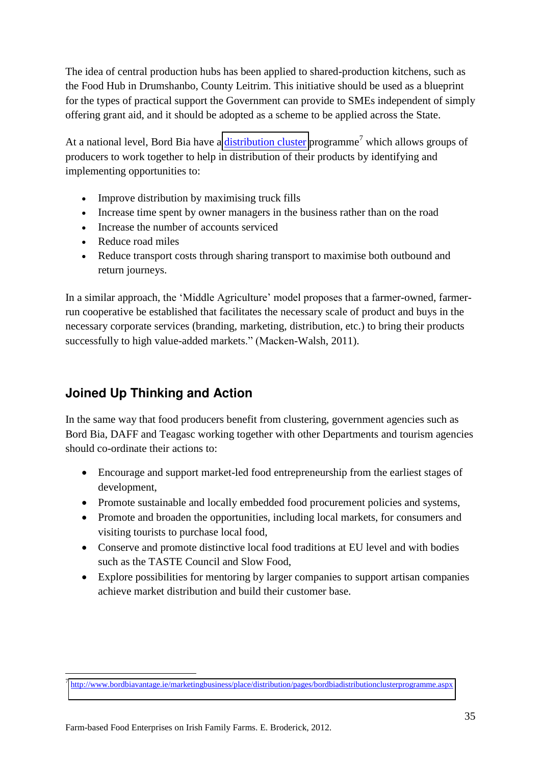The idea of central production hubs has been applied to shared-production kitchens, such as the Food Hub in Drumshanbo, County Leitrim. This initiative should be used as a blueprint for the types of practical support the Government can provide to SMEs independent of simply offering grant aid, and it should be adopted as a scheme to be applied across the State.

At a national level, Bord Bia have a distribution cluster programme[7] which allows groups of producers to work together to help in distribution of their products by identifying and implementing opportunities to:

- Improve distribution by maximising truck fills
- Increase time spent by owner managers in the business rather than on the road
- Increase the number of accounts serviced
- Reduce road miles
- Reduce transport costs through sharing transport to maximise both outbound and return journeys.

In a similar approach, the 'Middle Agriculture' model proposes that a farmer-owned, farmer-run cooperative be established that facilitates the necessary scale of product and buys in the necessary corporate services (branding, marketing, distribution, etc.) to bring their products successfully to high value-added markets." (Macken-Walsh, 2011).

## Joined Up Thinking and Action

In the same way that food producers benefit from clustering, government agencies such as Bord Bia, DAFF and Teagasc working together with other Departments and tourism agencies should co-ordinate their actions to:

- Encourage and support market-led food entrepreneurship from the earliest stages of development,
- Promote sustainable and locally embedded food procurement policies and systems,
- Promote and broaden the opportunities, including local markets, for consumers and visiting tourists to purchase local food,
- Conserve and promote distinctive local food traditions at EU level and with bodies such as the TASTE Council and Slow Food,
- Explore possibilities for mentoring by larger companies to support artisan companies achieve market distribution and build their customer base.

[7] http://www.bordbiavantage.ie/marketingbusiness/place/distribution/pages/bordbiadistributionclusterprogramme.aspx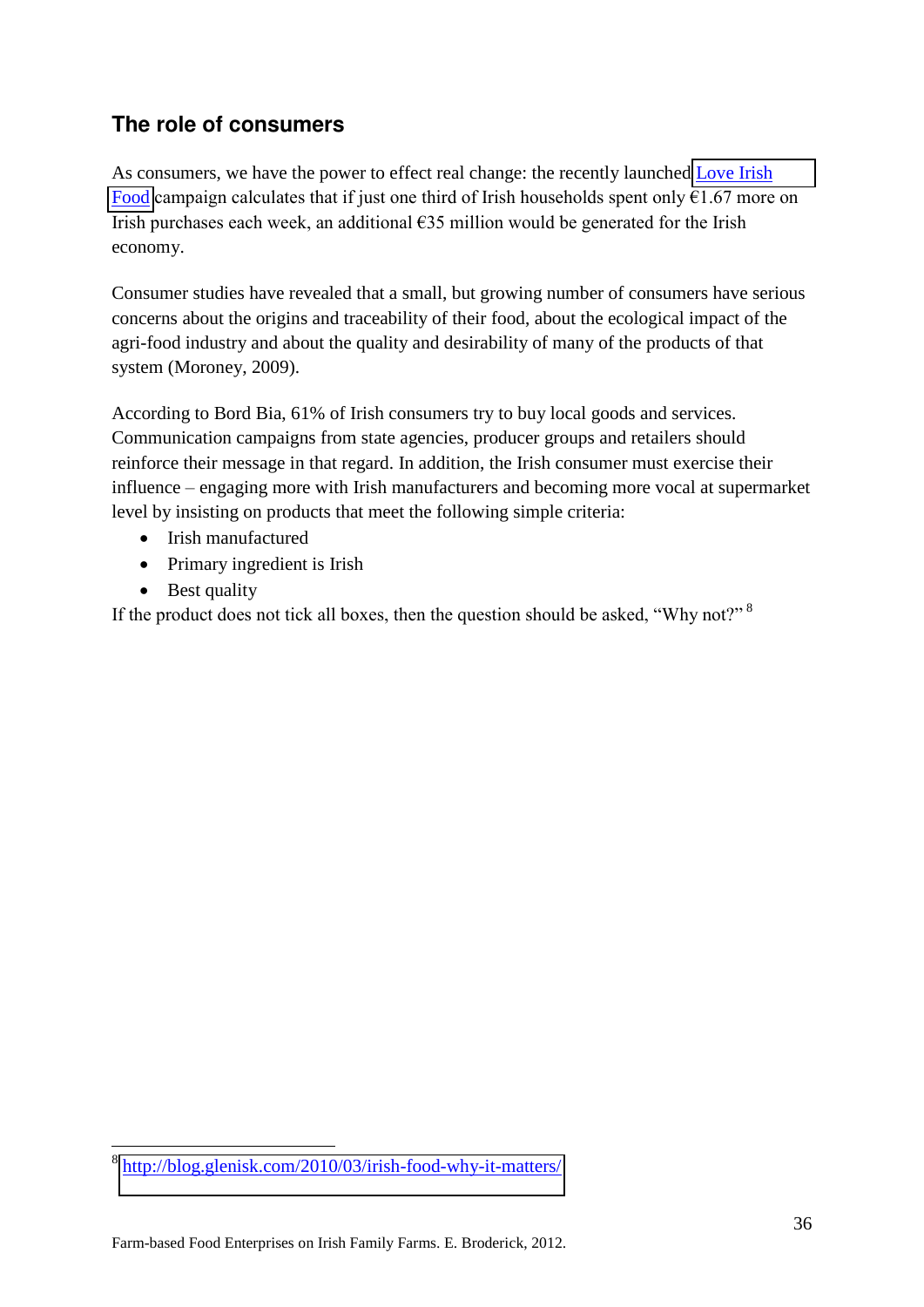## The role of consumers

As consumers, we have the power to effect real change: the recently launched Love Irish Food campaign calculates that if just one third of Irish households spent only €1.67 more on Irish purchases each week, an additional €35 million would be generated for the Irish economy.

Consumer studies have revealed that a small, but growing number of consumers have serious concerns about the origins and traceability of their food, about the ecological impact of the agri-food industry and about the quality and desirability of many of the products of that system (Moroney, 2009).

According to Bord Bia, 61% of Irish consumers try to buy local goods and services. Communication campaigns from state agencies, producer groups and retailers should reinforce their message in that regard. In addition, the Irish consumer must exercise their influence – engaging more with Irish manufacturers and becoming more vocal at supermarket level by insisting on products that meet the following simple criteria:

- Irish manufactured
- Primary ingredient is Irish
- Best quality

If the product does not tick all boxes, then the question should be asked, "Why not?" [8]

---

[8] http://blog.glenisk.com/2010/03/irish-food-why-it-matters/

Farm-based Food Enterprises on Irish Family Farms. E. Broderick, 2012.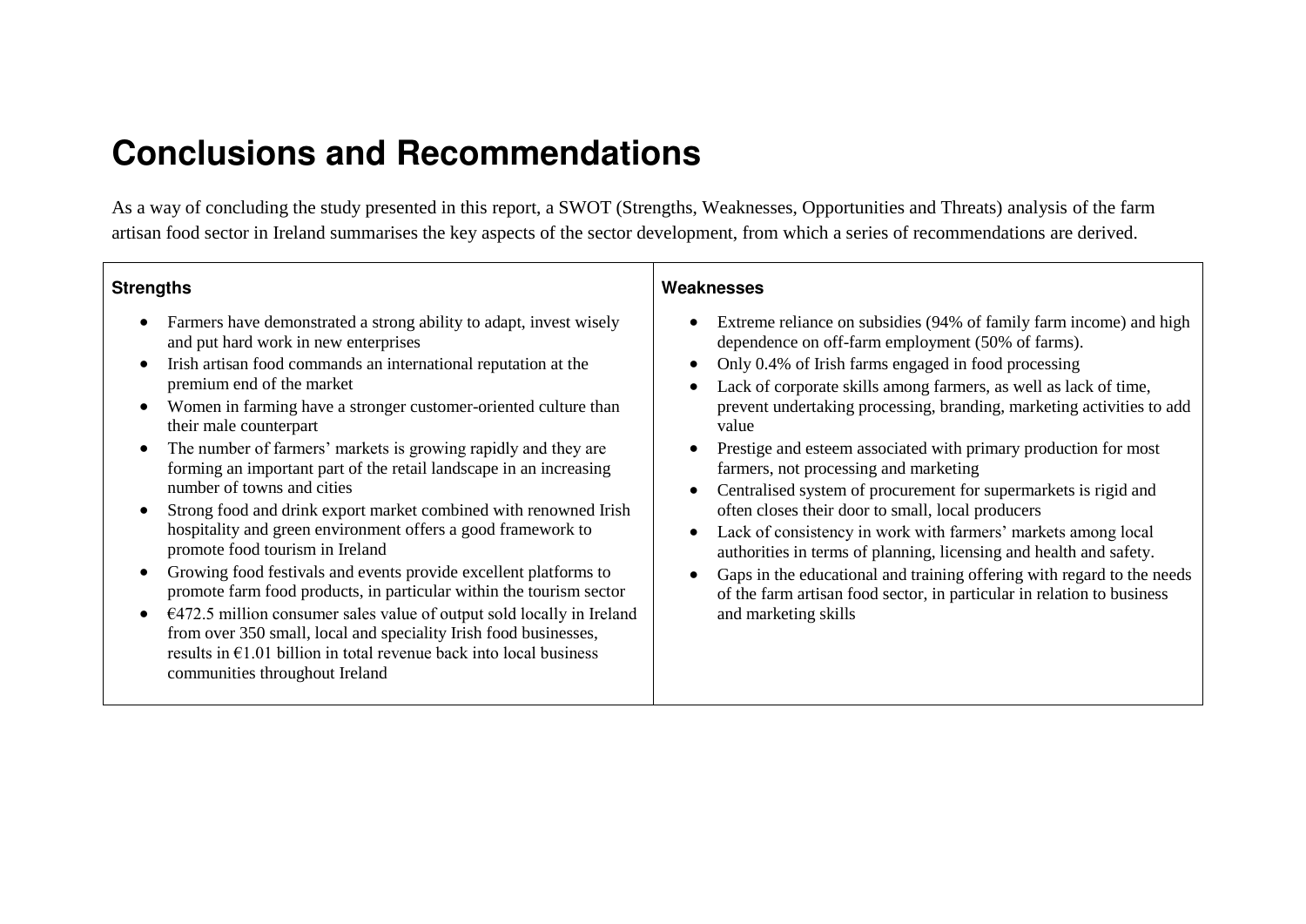# Conclusions and Recommendations

As a way of concluding the study presented in this report, a SWOT (Strengths, Weaknesses, Opportunities and Threats) analysis of the farm artisan food sector in Ireland summarises the key aspects of the sector development, from which a series of recommendations are derived.

| **Strengths** | **Weaknesses** |
| --- | --- |
| • Farmers have demonstrated a strong ability to adapt, invest wisely and put hard work in new enterprises<br>• Irish artisan food commands an international reputation at the premium end of the market<br>• Women in farming have a stronger customer-oriented culture than their male counterpart<br>• The number of farmers' markets is growing rapidly and they are forming an important part of the retail landscape in an increasing number of towns and cities<br>• Strong food and drink export market combined with renowned Irish hospitality and green environment offers a good framework to promote food tourism in Ireland<br>• Growing food festivals and events provide excellent platforms to promote farm food products, in particular within the tourism sector<br>• €472.5 million consumer sales value of output sold locally in Ireland from over 350 small, local and speciality Irish food businesses, results in €1.01 billion in total revenue back into local business communities throughout Ireland | • Extreme reliance on subsidies (94% of family farm income) and high dependence on off-farm employment (50% of farms).<br>• Only 0.4% of Irish farms engaged in food processing<br>• Lack of corporate skills among farmers, as well as lack of time, prevent undertaking processing, branding, marketing activities to add value<br>• Prestige and esteem associated with primary production for most farmers, not processing and marketing<br>• Centralised system of procurement for supermarkets is rigid and often closes their door to small, local producers<br>• Lack of consistency in work with farmers' markets among local authorities in terms of planning, licensing and health and safety.<br>• Gaps in the educational and training offering with regard to the needs of the farm artisan food sector, in particular in relation to business and marketing skills |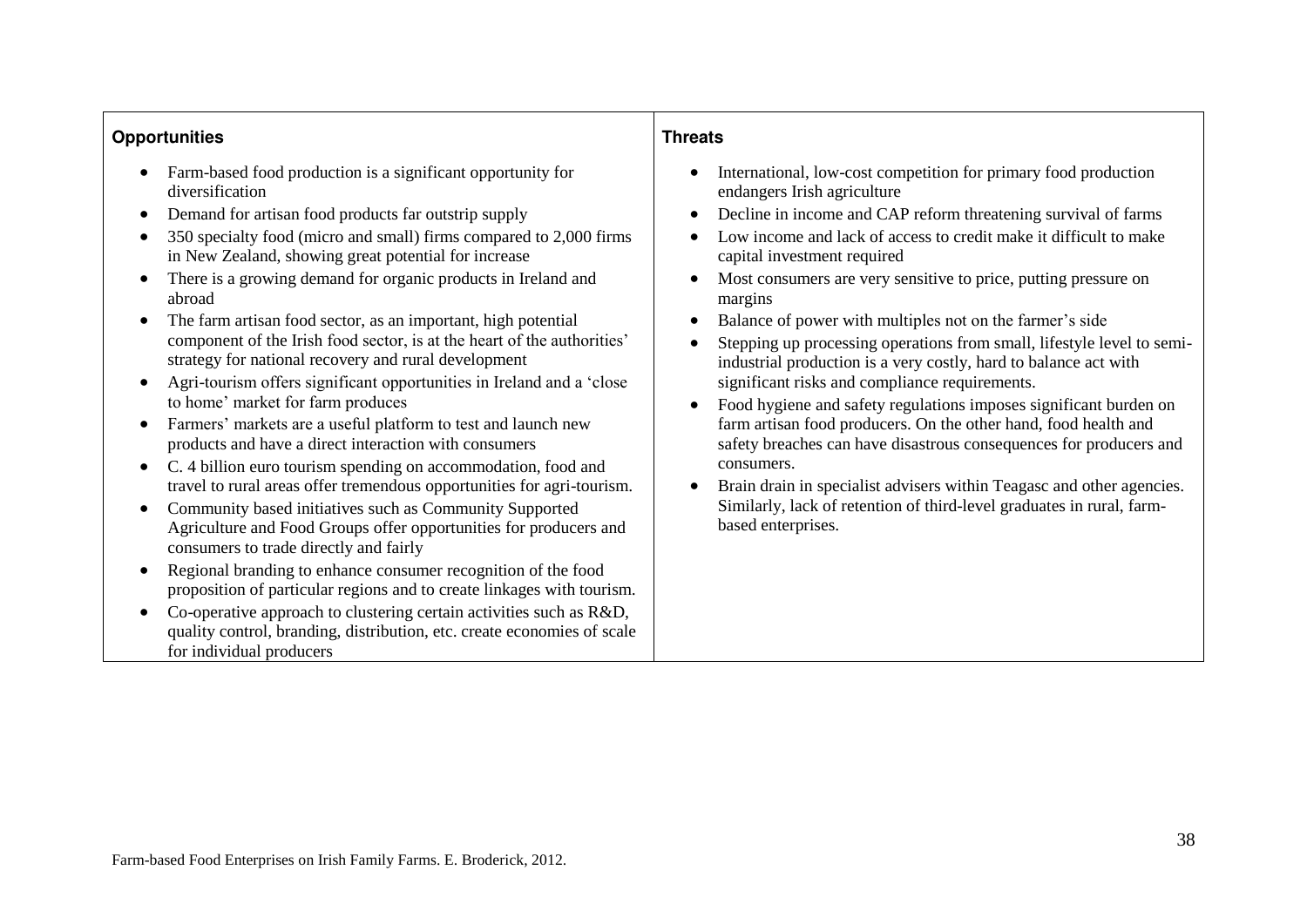**Opportunities**

- Farm-based food production is a significant opportunity for diversification
- Demand for artisan food products far outstrip supply
- 350 specialty food (micro and small) firms compared to 2,000 firms in New Zealand, showing great potential for increase
- There is a growing demand for organic products in Ireland and abroad
- The farm artisan food sector, as an important, high potential component of the Irish food sector, is at the heart of the authorities' strategy for national recovery and rural development
- Agri-tourism offers significant opportunities in Ireland and a 'close to home' market for farm produces
- Farmers' markets are a useful platform to test and launch new products and have a direct interaction with consumers
- C. 4 billion euro tourism spending on accommodation, food and travel to rural areas offer tremendous opportunities for agri-tourism.
- Community based initiatives such as Community Supported Agriculture and Food Groups offer opportunities for producers and consumers to trade directly and fairly
- Regional branding to enhance consumer recognition of the food proposition of particular regions and to create linkages with tourism.
- Co-operative approach to clustering certain activities such as R&D, quality control, branding, distribution, etc. create economies of scale for individual producers

**Threats**

- International, low-cost competition for primary food production endangers Irish agriculture
- Decline in income and CAP reform threatening survival of farms
- Low income and lack of access to credit make it difficult to make capital investment required
- Most consumers are very sensitive to price, putting pressure on margins
- Balance of power with multiples not on the farmer's side
- Stepping up processing operations from small, lifestyle level to semi-industrial production is a very costly, hard to balance act with significant risks and compliance requirements.
- Food hygiene and safety regulations imposes significant burden on farm artisan food producers. On the other hand, food health and safety breaches can have disastrous consequences for producers and consumers.
- Brain drain in specialist advisers within Teagasc and other agencies. Similarly, lack of retention of third-level graduates in rural, farm-based enterprises.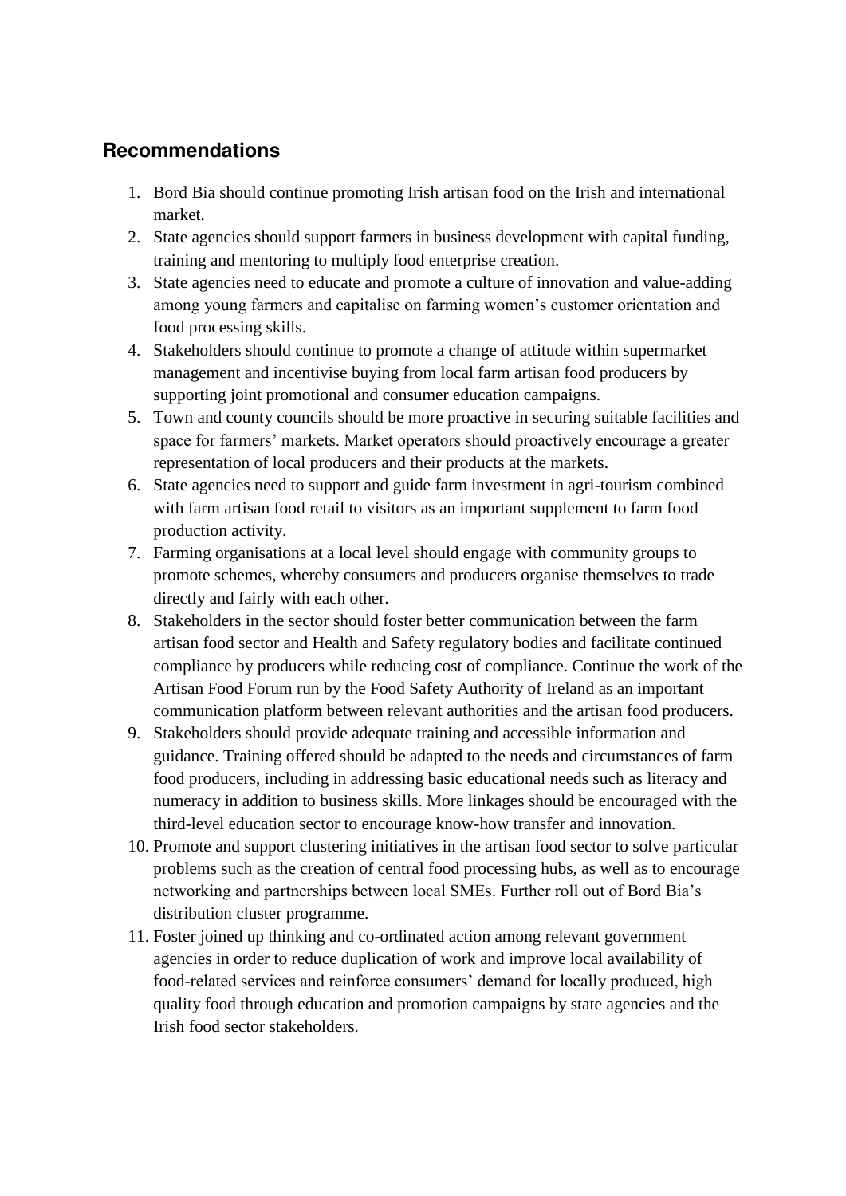## Recommendations

1. Bord Bia should continue promoting Irish artisan food on the Irish and international market.
2. State agencies should support farmers in business development with capital funding, training and mentoring to multiply food enterprise creation.
3. State agencies need to educate and promote a culture of innovation and value-adding among young farmers and capitalise on farming women's customer orientation and food processing skills.
4. Stakeholders should continue to promote a change of attitude within supermarket management and incentivise buying from local farm artisan food producers by supporting joint promotional and consumer education campaigns.
5. Town and county councils should be more proactive in securing suitable facilities and space for farmers' markets. Market operators should proactively encourage a greater representation of local producers and their products at the markets.
6. State agencies need to support and guide farm investment in agri-tourism combined with farm artisan food retail to visitors as an important supplement to farm food production activity.
7. Farming organisations at a local level should engage with community groups to promote schemes, whereby consumers and producers organise themselves to trade directly and fairly with each other.
8. Stakeholders in the sector should foster better communication between the farm artisan food sector and Health and Safety regulatory bodies and facilitate continued compliance by producers while reducing cost of compliance. Continue the work of the Artisan Food Forum run by the Food Safety Authority of Ireland as an important communication platform between relevant authorities and the artisan food producers.
9. Stakeholders should provide adequate training and accessible information and guidance. Training offered should be adapted to the needs and circumstances of farm food producers, including in addressing basic educational needs such as literacy and numeracy in addition to business skills. More linkages should be encouraged with the third-level education sector to encourage know-how transfer and innovation.
10. Promote and support clustering initiatives in the artisan food sector to solve particular problems such as the creation of central food processing hubs, as well as to encourage networking and partnerships between local SMEs. Further roll out of Bord Bia's distribution cluster programme.
11. Foster joined up thinking and co-ordinated action among relevant government agencies in order to reduce duplication of work and improve local availability of food-related services and reinforce consumers' demand for locally produced, high quality food through education and promotion campaigns by state agencies and the Irish food sector stakeholders.